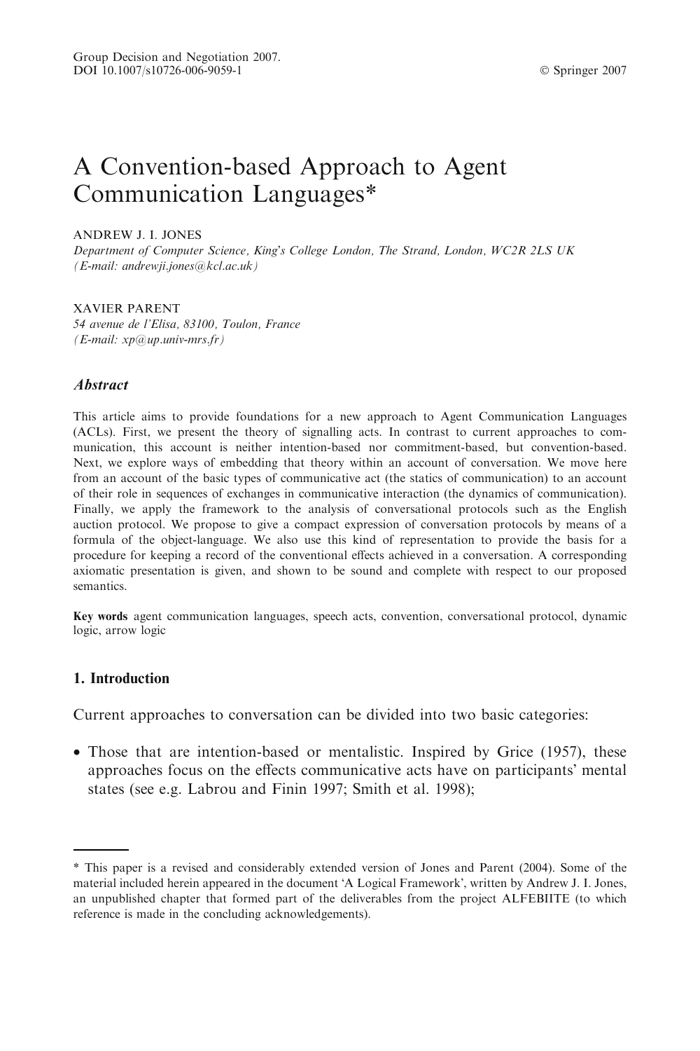Group Decision and Negotiation 2007.
DOI 10.1007/s10726-006-9059-1

© Springer 2007

# A Convention-based Approach to Agent Communication Languages*

ANDREW J. I. JONES

*Department of Computer Science, King's College London, The Strand, London, WC2R 2LS UK (E-mail: andrewji.jones@kcl.ac.uk)*

XAVIER PARENT

*54 avenue de l'Elisa, 83100, Toulon, France (E-mail: xp@up.univ-mrs.fr)*

## *Abstract*

This article aims to provide foundations for a new approach to Agent Communication Languages (ACLs). First, we present the theory of signalling acts. In contrast to current approaches to communication, this account is neither intention-based nor commitment-based, but convention-based. Next, we explore ways of embedding that theory within an account of conversation. We move here from an account of the basic types of communicative act (the statics of communication) to an account of their role in sequences of exchanges in communicative interaction (the dynamics of communication). Finally, we apply the framework to the analysis of conversational protocols such as the English auction protocol. We propose to give a compact expression of conversation protocols by means of a formula of the object-language. We also use this kind of representation to provide the basis for a procedure for keeping a record of the conventional effects achieved in a conversation. A corresponding axiomatic presentation is given, and shown to be sound and complete with respect to our proposed semantics.

**Key words** agent communication languages, speech acts, convention, conversational protocol, dynamic logic, arrow logic

## 1. Introduction

Current approaches to conversation can be divided into two basic categories:

- Those that are intention-based or mentalistic. Inspired by Grice (1957), these approaches focus on the effects communicative acts have on participants' mental states (see e.g. Labrou and Finin 1997; Smith et al. 1998);

---

\* This paper is a revised and considerably extended version of Jones and Parent (2004). Some of the material included herein appeared in the document 'A Logical Framework', written by Andrew J. I. Jones, an unpublished chapter that formed part of the deliverables from the project ALFEBIITE (to which reference is made in the concluding acknowledgements).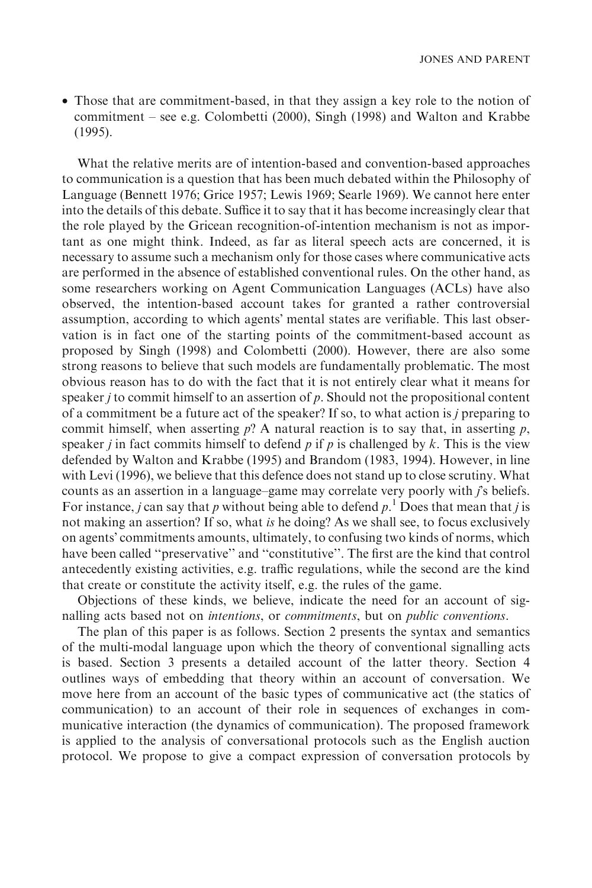- Those that are commitment-based, in that they assign a key role to the notion of commitment – see e.g. Colombetti (2000), Singh (1998) and Walton and Krabbe (1995).

What the relative merits are of intention-based and convention-based approaches to communication is a question that has been much debated within the Philosophy of Language (Bennett 1976; Grice 1957; Lewis 1969; Searle 1969). We cannot here enter into the details of this debate. Suffice it to say that it has become increasingly clear that the role played by the Gricean recognition-of-intention mechanism is not as important as one might think. Indeed, as far as literal speech acts are concerned, it is necessary to assume such a mechanism only for those cases where communicative acts are performed in the absence of established conventional rules. On the other hand, as some researchers working on Agent Communication Languages (ACLs) have also observed, the intention-based account takes for granted a rather controversial assumption, according to which agents' mental states are verifiable. This last observation is in fact one of the starting points of the commitment-based account as proposed by Singh (1998) and Colombetti (2000). However, there are also some strong reasons to believe that such models are fundamentally problematic. The most obvious reason has to do with the fact that it is not entirely clear what it means for speaker $j$ to commit himself to an assertion of $p$. Should not the propositional content of a commitment be a future act of the speaker? If so, to what action is $j$ preparing to commit himself, when asserting $p$? A natural reaction is to say that, in asserting $p$, speaker $j$ in fact commits himself to defend $p$ if $p$ is challenged by $k$. This is the view defended by Walton and Krabbe (1995) and Brandom (1983, 1994). However, in line with Levi (1996), we believe that this defence does not stand up to close scrutiny. What counts as an assertion in a language–game may correlate very poorly with $j$'s beliefs. For instance, $j$ can say that $p$ without being able to defend $p$.[1] Does that mean that $j$ is not making an assertion? If so, what *is* he doing? As we shall see, to focus exclusively on agents' commitments amounts, ultimately, to confusing two kinds of norms, which have been called "preservative" and "constitutive". The first are the kind that control antecedently existing activities, e.g. traffic regulations, while the second are the kind that create or constitute the activity itself, e.g. the rules of the game.

Objections of these kinds, we believe, indicate the need for an account of signalling acts based not on *intentions*, or *commitments*, but on *public conventions*.

The plan of this paper is as follows. Section 2 presents the syntax and semantics of the multi-modal language upon which the theory of conventional signalling acts is based. Section 3 presents a detailed account of the latter theory. Section 4 outlines ways of embedding that theory within an account of conversation. We move here from an account of the basic types of communicative act (the statics of communication) to an account of their role in sequences of exchanges in communicative interaction (the dynamics of communication). The proposed framework is applied to the analysis of conversational protocols such as the English auction protocol. We propose to give a compact expression of conversation protocols by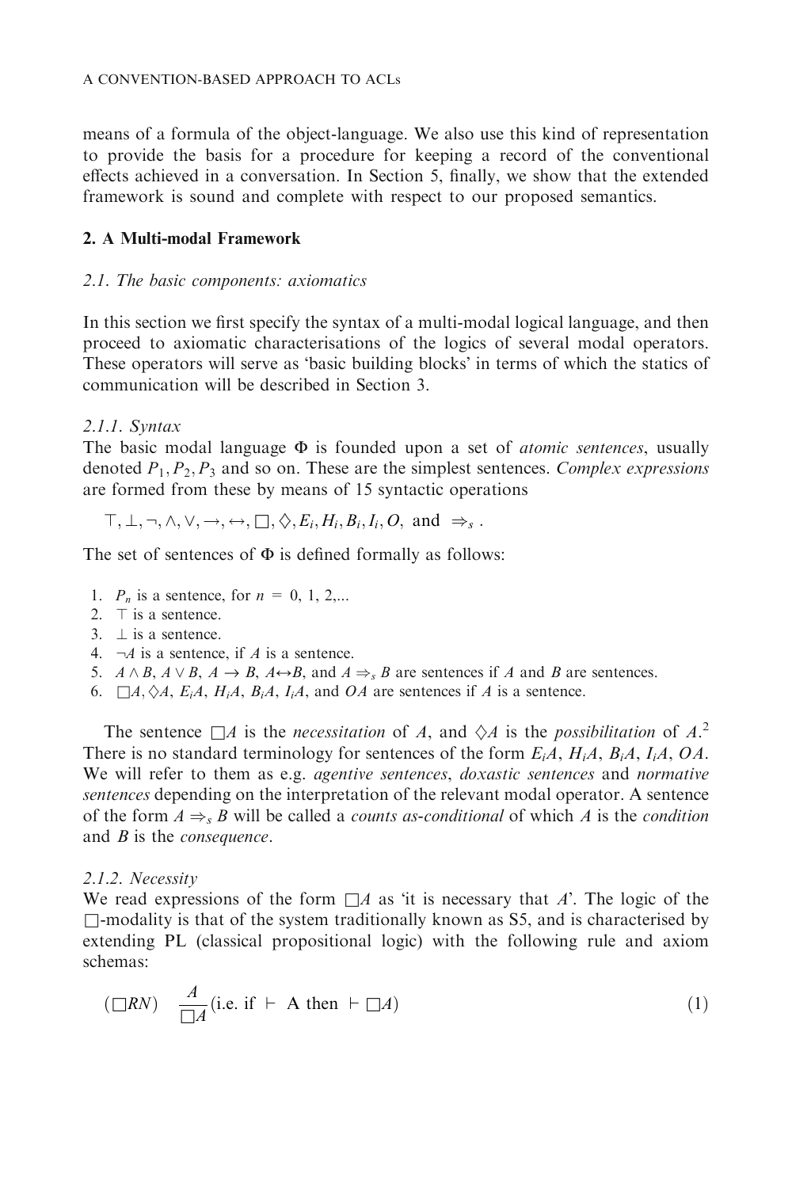means of a formula of the object-language. We also use this kind of representation to provide the basis for a procedure for keeping a record of the conventional effects achieved in a conversation. In Section 5, finally, we show that the extended framework is sound and complete with respect to our proposed semantics.

## 2. A Multi-modal Framework

### 2.1. The basic components: axiomatics

In this section we first specify the syntax of a multi-modal logical language, and then proceed to axiomatic characterisations of the logics of several modal operators. These operators will serve as 'basic building blocks' in terms of which the statics of communication will be described in Section 3.

#### 2.1.1. Syntax

The basic modal language $\Phi$ is founded upon a set of *atomic sentences*, usually denoted $P_1, P_2, P_3$ and so on. These are the simplest sentences. *Complex expressions* are formed from these by means of 15 syntactic operations

$$\top, \bot, \neg, \wedge, \vee, \rightarrow, \leftrightarrow, \Box, \Diamond, E_i, H_i, B_i, I_i, O, \text{ and } \Rightarrow_s .$$

The set of sentences of $\Phi$ is defined formally as follows:

1. $P_n$ is a sentence, for $n = 0, 1, 2,...$
2. $\top$ is a sentence.
3. $\bot$ is a sentence.
4. $\neg A$ is a sentence, if $A$ is a sentence.
5. $A \wedge B$, $A \vee B$, $A \rightarrow B$, $A \leftrightarrow B$, and $A \Rightarrow_s B$ are sentences if $A$ and $B$ are sentences.
6. $\Box A, \Diamond A$, $E_i A$, $H_i A$, $B_i A$, $I_i A$, and $OA$ are sentences if $A$ is a sentence.

The sentence $\Box A$ is the *necessitation* of $A$, and $\Diamond A$ is the *possibilitation* of $A$.[2] There is no standard terminology for sentences of the form $E_i A$, $H_i A$, $B_i A$, $I_i A$, $OA$. We will refer to them as e.g. *agentive sentences*, *doxastic sentences* and *normative sentences* depending on the interpretation of the relevant modal operator. A sentence of the form $A \Rightarrow_s B$ will be called a *counts as-conditional* of which $A$ is the *condition* and $B$ is the *consequence*.

#### 2.1.2. Necessity

We read expressions of the form $\Box A$ as 'it is necessary that $A$'. The logic of the $\Box$-modality is that of the system traditionally known as S5, and is characterised by extending PL (classical propositional logic) with the following rule and axiom schemas:

$$(\Box RN) \quad \frac{A}{\Box A} (\text{i.e. if } \vdash A \text{ then } \vdash \Box A) \tag{1}$$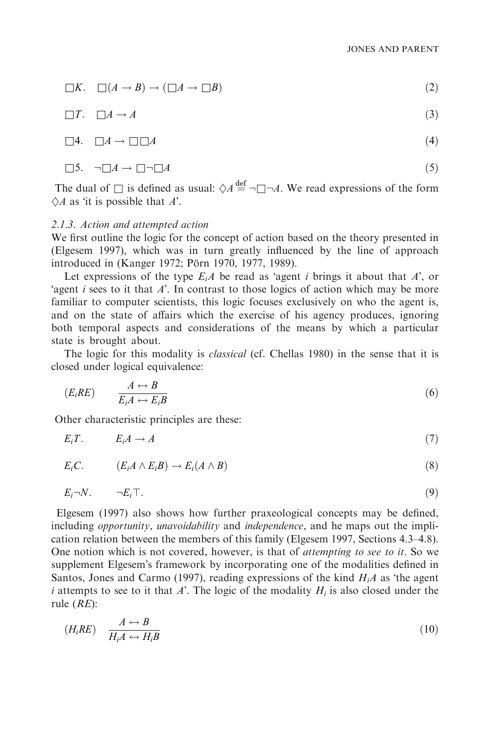$$\Box K. \quad \Box(A \rightarrow B) \rightarrow (\Box A \rightarrow \Box B) \tag{2}$$

$$\Box T. \quad \Box A \rightarrow A \tag{3}$$

$$\Box 4. \quad \Box A \rightarrow \Box\Box A \tag{4}$$

$$\Box 5. \quad \neg\Box A \rightarrow \Box\neg\Box A \tag{5}$$

The dual of $\Box$ is defined as usual: $\Diamond A \stackrel{\text{def}}{=} \neg\Box\neg A$. We read expressions of the form $\Diamond A$ as 'it is possible that $A$'.

### 2.1.3. Action and attempted action

We first outline the logic for the concept of action based on the theory presented in (Elgesem 1997), which was in turn greatly influenced by the line of approach introduced in (Kanger 1972; Pörn 1970, 1977, 1989).

Let expressions of the type $E_iA$ be read as 'agent $i$ brings it about that $A$', or 'agent $i$ sees to it that $A$'. In contrast to those logics of action which may be more familiar to computer scientists, this logic focuses exclusively on who the agent is, and on the state of affairs which the exercise of his agency produces, ignoring both temporal aspects and considerations of the means by which a particular state is brought about.

The logic for this modality is *classical* (cf. Chellas 1980) in the sense that it is closed under logical equivalence:

$$(E_iRE) \qquad \frac{A \leftrightarrow B}{E_iA \leftrightarrow E_iB} \tag{6}$$

Other characteristic principles are these:

$$E_iT. \qquad E_iA \rightarrow A \tag{7}$$

$$E_iC. \qquad (E_iA \wedge E_iB) \rightarrow E_i(A \wedge B) \tag{8}$$

$$E_i\neg N. \qquad \neg E_i\top. \tag{9}$$

Elgesem (1997) also shows how further praxeological concepts may be defined, including *opportunity*, *unavoidability* and *independence*, and he maps out the implication relation between the members of this family (Elgesem 1997, Sections 4.3–4.8). One notion which is not covered, however, is that of *attempting to see to it*. So we supplement Elgesem's framework by incorporating one of the modalities defined in Santos, Jones and Carmo (1997), reading expressions of the kind $H_iA$ as 'the agent $i$ attempts to see to it that $A$'. The logic of the modality $H_i$ is also closed under the rule ($RE$):

$$(H_iRE) \qquad \frac{A \leftrightarrow B}{H_iA \leftrightarrow H_iB} \tag{10}$$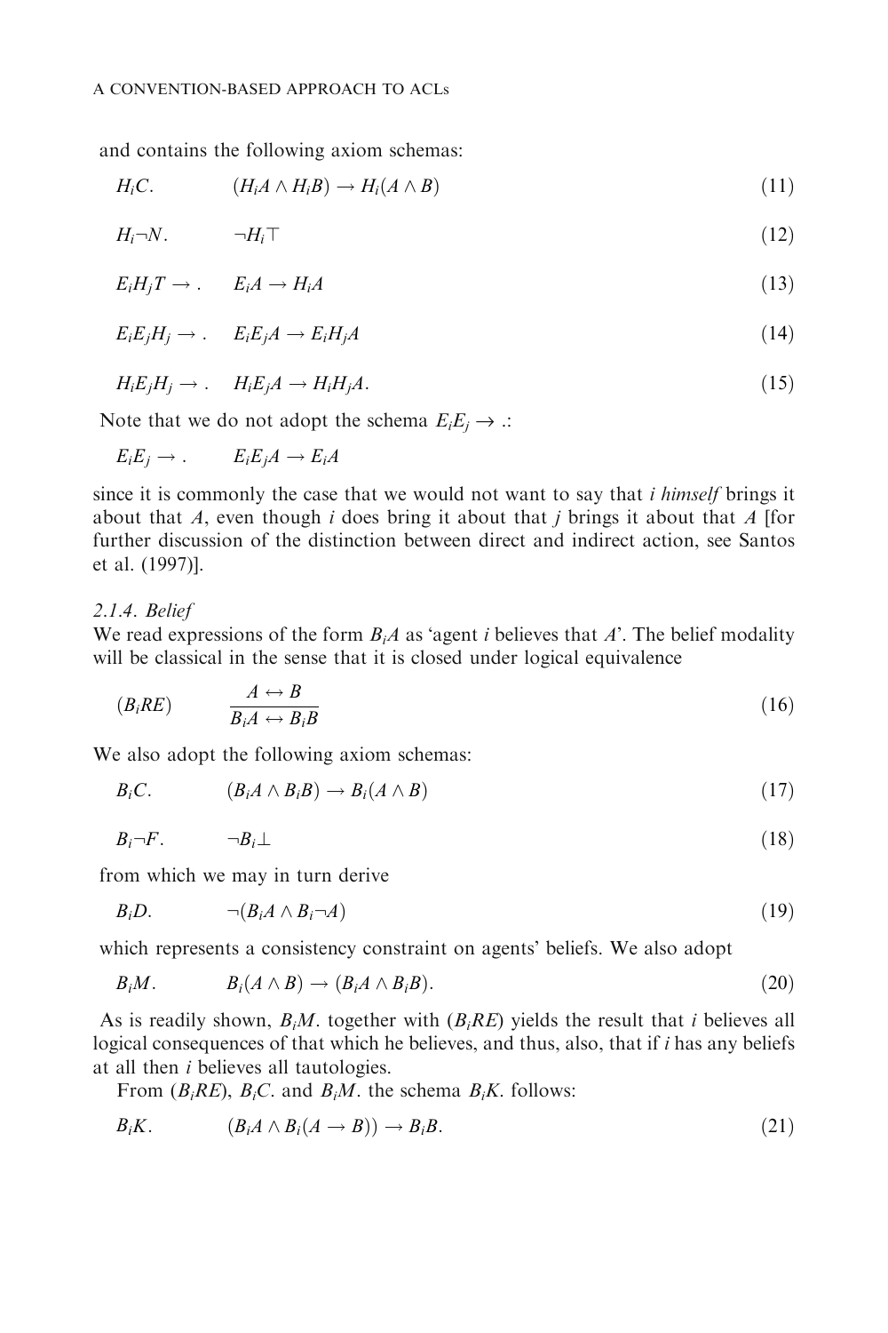and contains the following axiom schemas:

$$H_iC. \qquad (H_iA \wedge H_iB) \rightarrow H_i(A \wedge B) \tag{11}$$

$$H_i\neg N. \qquad \neg H_i\top \tag{12}$$

$$E_iH_jT \rightarrow . \qquad E_iA \rightarrow H_iA \tag{13}$$

$$E_iE_jH_j \rightarrow . \qquad E_iE_jA \rightarrow E_iH_jA \tag{14}$$

$$H_iE_jH_j \rightarrow . \qquad H_iE_jA \rightarrow H_iH_jA. \tag{15}$$

Note that we do not adopt the schema $E_iE_j \rightarrow .$:

$$E_iE_j \rightarrow . \qquad E_iE_jA \rightarrow E_iA$$

since it is commonly the case that we would not want to say that $i$ *himself* brings it about that $A$, even though $i$ does bring it about that $j$ brings it about that $A$ [for further discussion of the distinction between direct and indirect action, see Santos et al. (1997)].

### 2.1.4. Belief

We read expressions of the form $B_iA$ as 'agent $i$ believes that $A$'. The belief modality will be classical in the sense that it is closed under logical equivalence

$$(B_iRE) \qquad \frac{A \leftrightarrow B}{B_iA \leftrightarrow B_iB} \tag{16}$$

We also adopt the following axiom schemas:

$$B_iC. \qquad (B_iA \wedge B_iB) \rightarrow B_i(A \wedge B) \tag{17}$$

$$B_i\neg F. \qquad \neg B_i\bot \tag{18}$$

from which we may in turn derive

$$B_iD. \qquad \neg(B_iA \wedge B_i\neg A) \tag{19}$$

which represents a consistency constraint on agents' beliefs. We also adopt

$$B_iM. \qquad B_i(A \wedge B) \rightarrow (B_iA \wedge B_iB). \tag{20}$$

As is readily shown, $B_iM.$ together with $(B_iRE)$ yields the result that $i$ believes all logical consequences of that which he believes, and thus, also, that if $i$ has any beliefs at all then $i$ believes all tautologies.

From $(B_iRE)$, $B_iC.$ and $B_iM.$ the schema $B_iK.$ follows:

$$B_iK. \qquad (B_iA \wedge B_i(A \rightarrow B)) \rightarrow B_iB. \tag{21}$$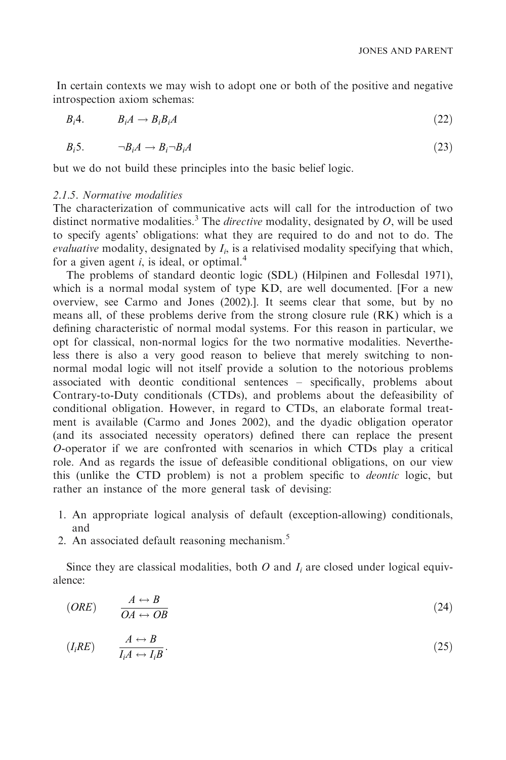In certain contexts we may wish to adopt one or both of the positive and negative introspection axiom schemas:

$$B_i4. \qquad B_iA \rightarrow B_iB_iA \tag{22}$$

$$B_i5. \qquad \neg B_iA \rightarrow B_i\neg B_iA \tag{23}$$

but we do not build these principles into the basic belief logic.

### 2.1.5. Normative modalities

The characterization of communicative acts will call for the introduction of two distinct normative modalities.[3] The *directive* modality, designated by $O$, will be used to specify agents' obligations: what they are required to do and not to do. The *evaluative* modality, designated by $I_i$, is a relativised modality specifying that which, for a given agent $i$, is ideal, or optimal.[4]

The problems of standard deontic logic (SDL) (Hilpinen and Follesdal 1971), which is a normal modal system of type KD, are well documented. [For a new overview, see Carmo and Jones (2002).]. It seems clear that some, but by no means all, of these problems derive from the strong closure rule (RK) which is a defining characteristic of normal modal systems. For this reason in particular, we opt for classical, non-normal logics for the two normative modalities. Nevertheless there is also a very good reason to believe that merely switching to non-normal modal logic will not itself provide a solution to the notorious problems associated with deontic conditional sentences – specifically, problems about Contrary-to-Duty conditionals (CTDs), and problems about the defeasibility of conditional obligation. However, in regard to CTDs, an elaborate formal treatment is available (Carmo and Jones 2002), and the dyadic obligation operator (and its associated necessity operators) defined there can replace the present $O$-operator if we are confronted with scenarios in which CTDs play a critical role. And as regards the issue of defeasible conditional obligations, on our view this (unlike the CTD problem) is not a problem specific to *deontic* logic, but rather an instance of the more general task of devising:

1. An appropriate logical analysis of default (exception-allowing) conditionals, and
2. An associated default reasoning mechanism.[5]

Since they are classical modalities, both $O$ and $I_i$ are closed under logical equivalence:

$$(ORE) \qquad \frac{A \leftrightarrow B}{OA \leftrightarrow OB} \tag{24}$$

$$(I_iRE) \qquad \frac{A \leftrightarrow B}{I_iA \leftrightarrow I_iB}. \tag{25}$$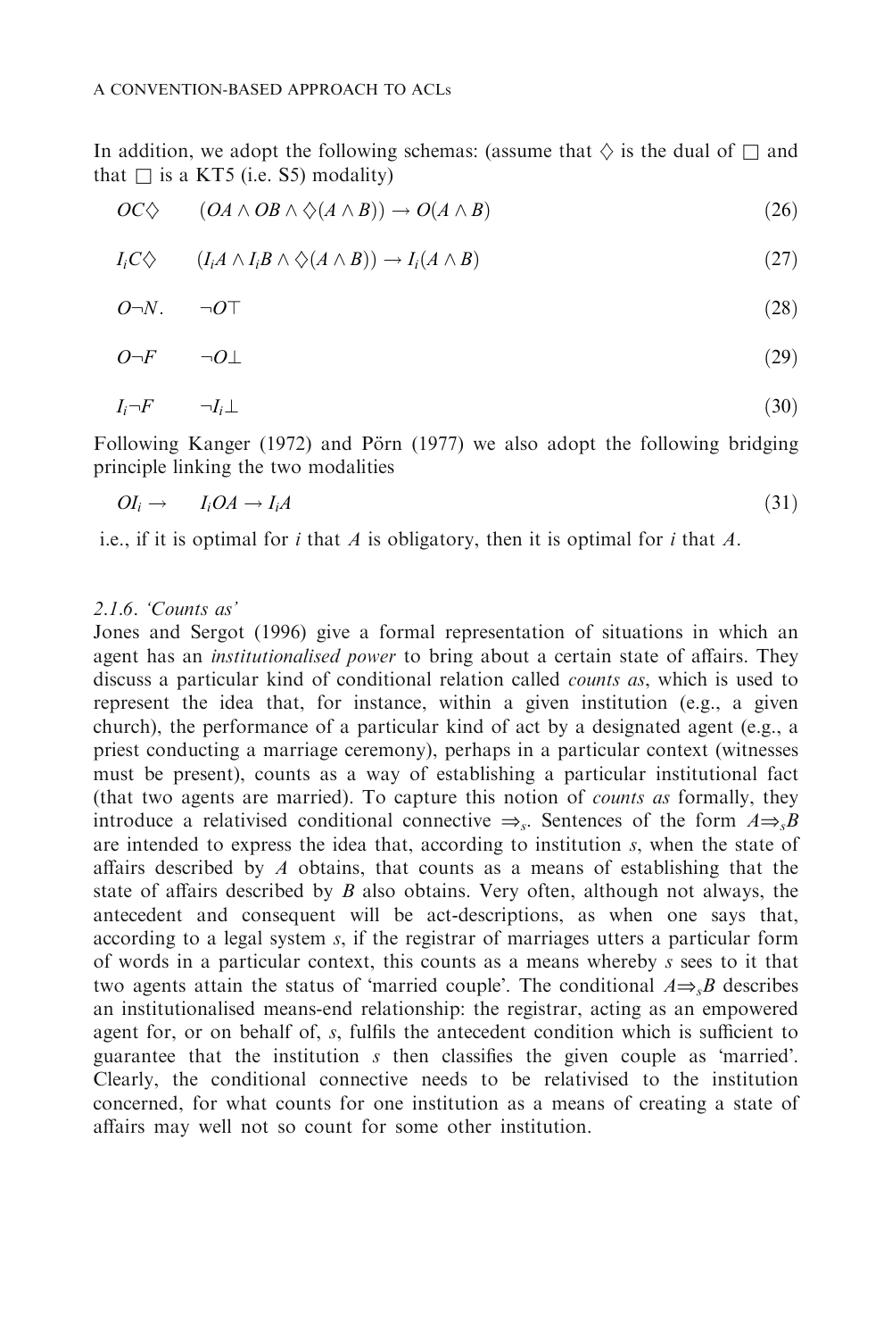In addition, we adopt the following schemas: (assume that $\Diamond$ is the dual of $\Box$ and that $\Box$ is a KT5 (i.e. S5) modality)

$$OC\Diamond \qquad (OA \wedge OB \wedge \Diamond(A \wedge B)) \rightarrow O(A \wedge B) \tag{26}$$

$$I_iC\Diamond \qquad (I_iA \wedge I_iB \wedge \Diamond(A \wedge B)) \rightarrow I_i(A \wedge B) \tag{27}$$

$$O\neg N. \qquad \neg O\top \tag{28}$$

$$O\neg F \qquad \neg O\bot \tag{29}$$

$$I_i\neg F \qquad \neg I_i\bot \tag{30}$$

Following Kanger (1972) and Pörn (1977) we also adopt the following bridging principle linking the two modalities

$$OI_i \rightarrow \qquad I_iOA \rightarrow I_iA \tag{31}$$

i.e., if it is optimal for $i$ that $A$ is obligatory, then it is optimal for $i$ that $A$.

### 2.1.6. 'Counts as'

Jones and Sergot (1996) give a formal representation of situations in which an agent has an *institutionalised power* to bring about a certain state of affairs. They discuss a particular kind of conditional relation called *counts as*, which is used to represent the idea that, for instance, within a given institution (e.g., a given church), the performance of a particular kind of act by a designated agent (e.g., a priest conducting a marriage ceremony), perhaps in a particular context (witnesses must be present), counts as a way of establishing a particular institutional fact (that two agents are married). To capture this notion of *counts as* formally, they introduce a relativised conditional connective $\Rightarrow_s$. Sentences of the form $A \Rightarrow_s B$ are intended to express the idea that, according to institution $s$, when the state of affairs described by $A$ obtains, that counts as a means of establishing that the state of affairs described by $B$ also obtains. Very often, although not always, the antecedent and consequent will be act-descriptions, as when one says that, according to a legal system $s$, if the registrar of marriages utters a particular form of words in a particular context, this counts as a means whereby $s$ sees to it that two agents attain the status of 'married couple'. The conditional $A \Rightarrow_s B$ describes an institutionalised means-end relationship: the registrar, acting as an empowered agent for, or on behalf of, $s$, fulfils the antecedent condition which is sufficient to guarantee that the institution $s$ then classifies the given couple as 'married'. Clearly, the conditional connective needs to be relativised to the institution concerned, for what counts for one institution as a means of creating a state of affairs may well not so count for some other institution.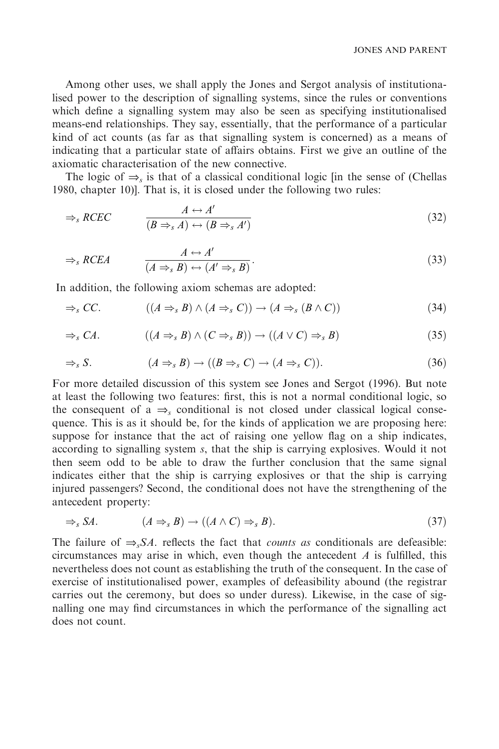Among other uses, we shall apply the Jones and Sergot analysis of institutionalised power to the description of signalling systems, since the rules or conventions which define a signalling system may also be seen as specifying institutionalised means-end relationships. They say, essentially, that the performance of a particular kind of act counts (as far as that signalling system is concerned) as a means of indicating that a particular state of affairs obtains. First we give an outline of the axiomatic characterisation of the new connective.

The logic of $\Rightarrow_s$ is that of a classical conditional logic [in the sense of (Chellas 1980, chapter 10)]. That is, it is closed under the following two rules:

$$\Rightarrow_s RCEC \qquad \frac{A \leftrightarrow A'}{(B \Rightarrow_s A) \leftrightarrow (B \Rightarrow_s A')} \tag{32}$$

$$\Rightarrow_s RCEA \qquad \frac{A \leftrightarrow A'}{(A \Rightarrow_s B) \leftrightarrow (A' \Rightarrow_s B)}. \tag{33}$$

In addition, the following axiom schemas are adopted:

$$\Rightarrow_s CC. \qquad ((A \Rightarrow_s B) \wedge (A \Rightarrow_s C)) \rightarrow (A \Rightarrow_s (B \wedge C)) \tag{34}$$

$$\Rightarrow_s CA. \qquad ((A \Rightarrow_s B) \wedge (C \Rightarrow_s B)) \rightarrow ((A \vee C) \Rightarrow_s B) \tag{35}$$

$$\Rightarrow_s S. \qquad (A \Rightarrow_s B) \rightarrow ((B \Rightarrow_s C) \rightarrow (A \Rightarrow_s C)). \tag{36}$$

For more detailed discussion of this system see Jones and Sergot (1996). But note at least the following two features: first, this is not a normal conditional logic, so the consequent of a $\Rightarrow_s$ conditional is not closed under classical logical consequence. This is as it should be, for the kinds of application we are proposing here: suppose for instance that the act of raising one yellow flag on a ship indicates, according to signalling system *s*, that the ship is carrying explosives. Would it not then seem odd to be able to draw the further conclusion that the same signal indicates either that the ship is carrying explosives or that the ship is carrying injured passengers? Second, the conditional does not have the strengthening of the antecedent property:

$$\Rightarrow_s SA. \qquad (A \Rightarrow_s B) \rightarrow ((A \wedge C) \Rightarrow_s B). \tag{37}$$

The failure of $\Rightarrow_s SA.$ reflects the fact that *counts as* conditionals are defeasible: circumstances may arise in which, even though the antecedent $A$ is fulfilled, this nevertheless does not count as establishing the truth of the consequent. In the case of exercise of institutionalised power, examples of defeasibility abound (the registrar carries out the ceremony, but does so under duress). Likewise, in the case of signalling one may find circumstances in which the performance of the signalling act does not count.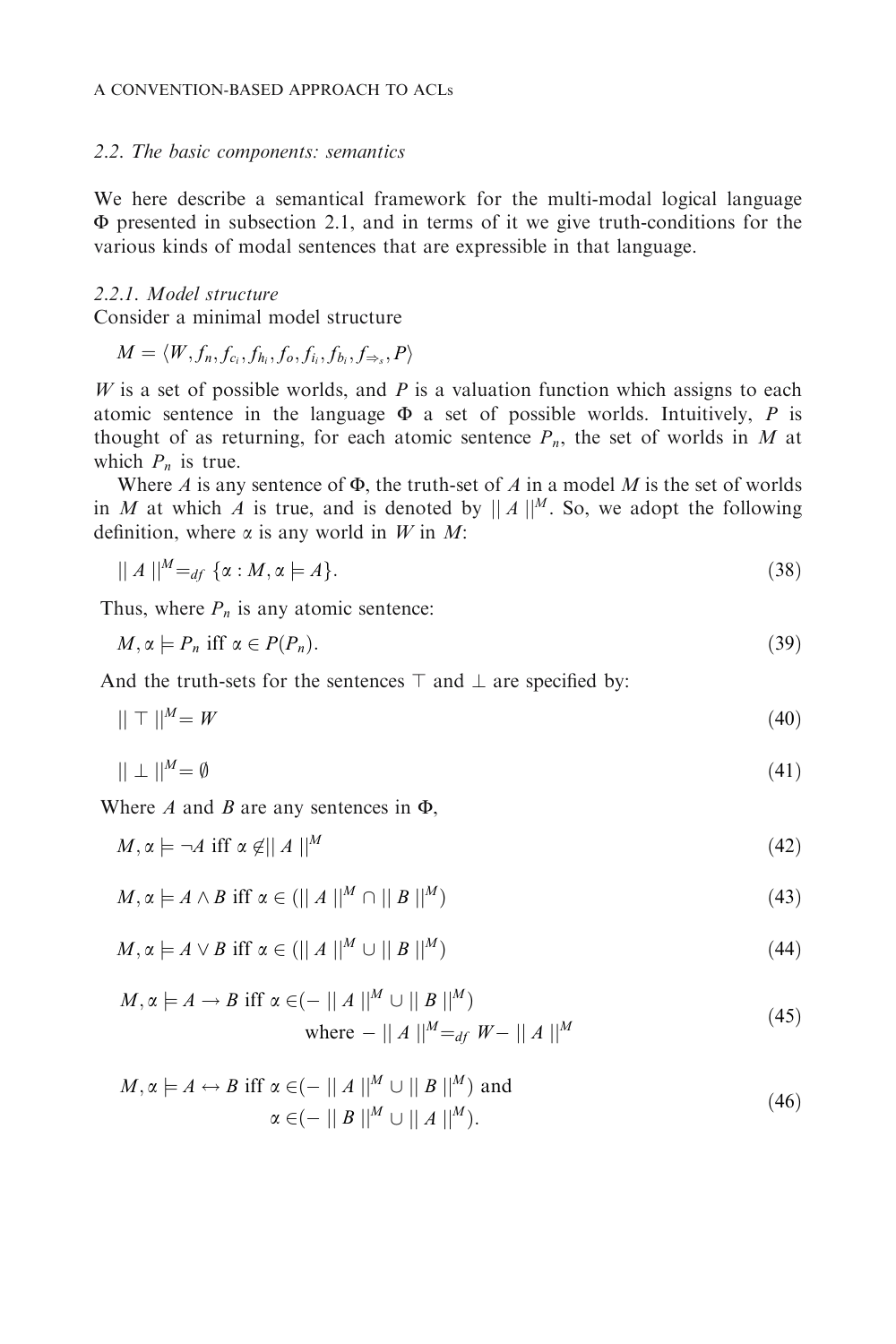### 2.2. The basic components: semantics

We here describe a semantical framework for the multi-modal logical language $\Phi$ presented in subsection 2.1, and in terms of it we give truth-conditions for the various kinds of modal sentences that are expressible in that language.

#### 2.2.1. Model structure

Consider a minimal model structure

$$M = \langle W, f_n, f_{c_i}, f_{h_i}, f_o, f_{i_i}, f_{b_i}, f_{\Rightarrow_s}, P \rangle$$

$W$ is a set of possible worlds, and $P$ is a valuation function which assigns to each atomic sentence in the language $\Phi$ a set of possible worlds. Intuitively, $P$ is thought of as returning, for each atomic sentence $P_n$, the set of worlds in $M$ at which $P_n$ is true.

Where $A$ is any sentence of $\Phi$, the truth-set of $A$ in a model $M$ is the set of worlds in $M$ at which $A$ is true, and is denoted by $|| A ||^M$. So, we adopt the following definition, where $\alpha$ is any world in $W$ in $M$:

$$|| A ||^M =_{df} \{\alpha : M, \alpha \models A\}. \tag{38}$$

Thus, where $P_n$ is any atomic sentence:

$$M, \alpha \models P_n \text{ iff } \alpha \in P(P_n). \tag{39}$$

And the truth-sets for the sentences $\top$ and $\bot$ are specified by:

$$|| \top ||^M = W \tag{40}$$

$$|| \bot ||^M = \emptyset \tag{41}$$

Where $A$ and $B$ are any sentences in $\Phi$,

$$M, \alpha \models \neg A \text{ iff } \alpha \notin || A ||^M \tag{42}$$

$$M, \alpha \models A \wedge B \text{ iff } \alpha \in (|| A ||^M \cap || B ||^M) \tag{43}$$

$$M, \alpha \models A \vee B \text{ iff } \alpha \in (|| A ||^M \cup || B ||^M) \tag{44}$$

$$M, \alpha \models A \rightarrow B \text{ iff } \alpha \in (- || A ||^M \cup || B ||^M) \quad \text{where } - || A ||^M =_{df} W - || A ||^M \tag{45}$$

$$M, \alpha \models A \leftrightarrow B \text{ iff } \alpha \in (- || A ||^M \cup || B ||^M) \text{ and } \alpha \in (- || B ||^M \cup || A ||^M). \tag{46}$$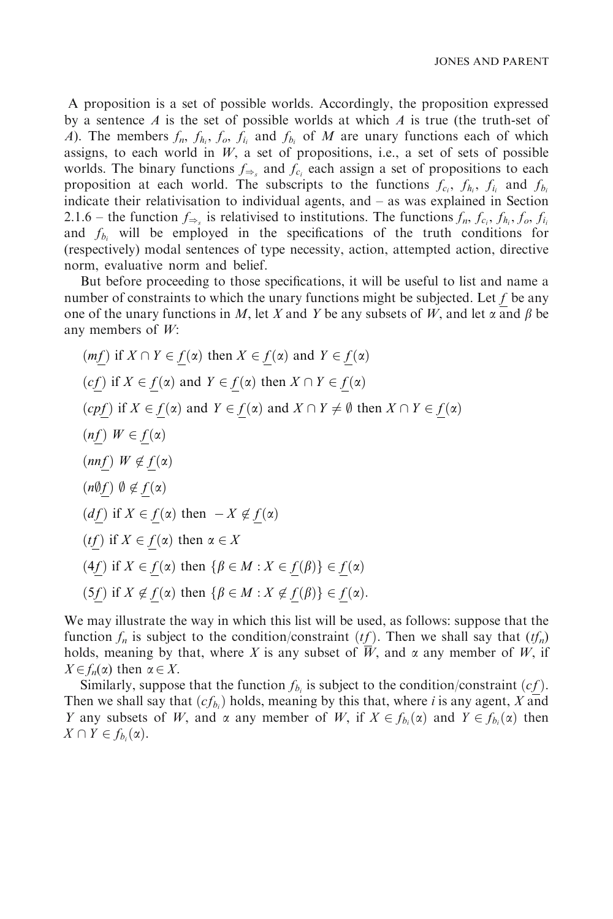A proposition is a set of possible worlds. Accordingly, the proposition expressed by a sentence $A$ is the set of possible worlds at which $A$ is true (the truth-set of $A$). The members $f_n$, $f_{h_i}$, $f_o$, $f_{i_i}$ and $f_{b_i}$ of $M$ are unary functions each of which assigns, to each world in $W$, a set of propositions, i.e., a set of sets of possible worlds. The binary functions $f_{\Rightarrow_s}$ and $f_{c_i}$ each assign a set of propositions to each proposition at each world. The subscripts to the functions $f_{c_i}$, $f_{h_i}$, $f_{i_i}$ and $f_{b_i}$ indicate their relativisation to individual agents, and – as was explained in Section 2.1.6 – the function $f_{\Rightarrow_s}$ is relativised to institutions. The functions $f_n$, $f_{c_i}$, $f_{h_i}$, $f_o$, $f_{i_i}$ and $f_{b_i}$ will be employed in the specifications of the truth conditions for (respectively) modal sentences of type necessity, action, attempted action, directive norm, evaluative norm and belief.

But before proceeding to those specifications, it will be useful to list and name a number of constraints to which the unary functions might be subjected. Let $\underline{f}$ be any one of the unary functions in $M$, let $X$ and $Y$ be any subsets of $W$, and let $\alpha$ and $\beta$ be any members of $W$:

($m\underline{f}$) if $X \cap Y \in \underline{f}(\alpha)$ then $X \in \underline{f}(\alpha)$ and $Y \in \underline{f}(\alpha)$

($c\underline{f}$) if $X \in \underline{f}(\alpha)$ and $Y \in \underline{f}(\alpha)$ then $X \cap Y \in \underline{f}(\alpha)$

($cp\underline{f}$) if $X \in \underline{f}(\alpha)$ and $Y \in \underline{f}(\alpha)$ and $X \cap Y \neq \emptyset$ then $X \cap Y \in \underline{f}(\alpha)$

($n\underline{f}$) $W \in \underline{f}(\alpha)$

($nn\underline{f}$) $W \notin \underline{f}(\alpha)$

($n\emptyset\underline{f}$) $\emptyset \notin \underline{f}(\alpha)$

($d\underline{f}$) if $X \in \underline{f}(\alpha)$ then $-X \notin \underline{f}(\alpha)$

($t\underline{f}$) if $X \in \underline{f}(\alpha)$ then $\alpha \in X$

($4\underline{f}$) if $X \in \underline{f}(\alpha)$ then $\{\beta \in M : X \in \underline{f}(\beta)\} \in \underline{f}(\alpha)$

($5\underline{f}$) if $X \notin \underline{f}(\alpha)$ then $\{\beta \in M : X \notin \underline{f}(\beta)\} \in \underline{f}(\alpha)$.

We may illustrate the way in which this list will be used, as follows: suppose that the function $f_n$ is subject to the condition/constraint ($t\underline{f}$). Then we shall say that ($tf_n$) holds, meaning by that, where $X$ is any subset of $\overline{W}$, and $\alpha$ any member of $W$, if $X \in f_n(\alpha)$ then $\alpha \in X$.

Similarly, suppose that the function $f_{b_i}$ is subject to the condition/constraint ($c\underline{f}$). Then we shall say that ($cf_{b_i}$) holds, meaning by this that, where $i$ is any agent, $X$ and $Y$ any subsets of $W$, and $\alpha$ any member of $W$, if $X \in f_{b_i}(\alpha)$ and $Y \in f_{b_i}(\alpha)$ then $X \cap Y \in f_{b_i}(\alpha)$.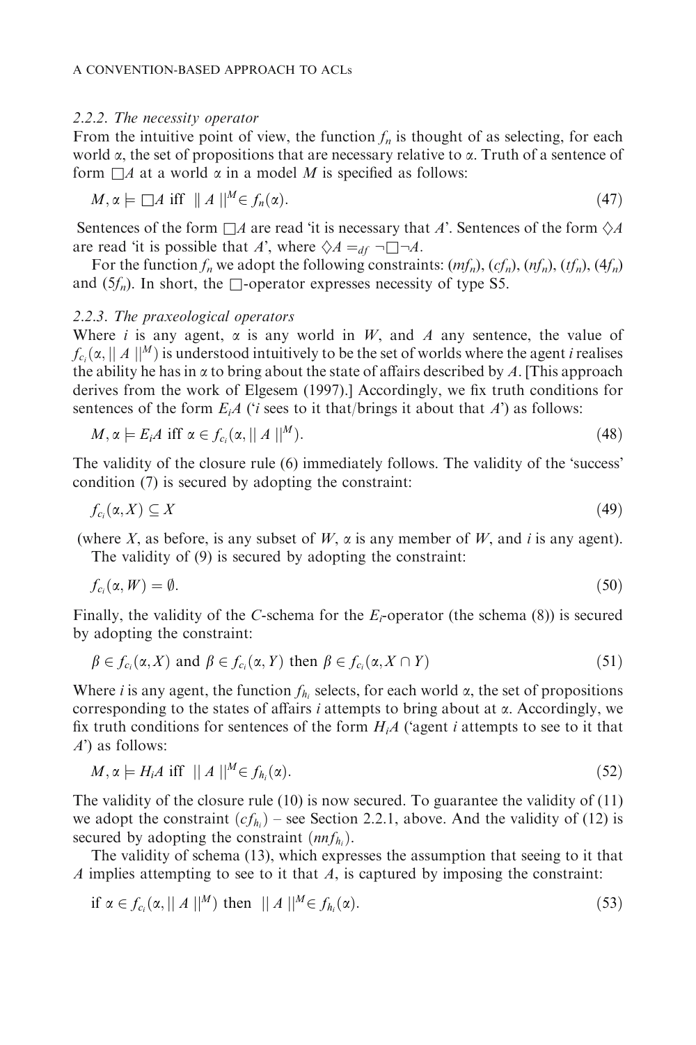#### 2.2.2. The necessity operator

From the intuitive point of view, the function $f_n$ is thought of as selecting, for each world $\alpha$, the set of propositions that are necessary relative to $\alpha$. Truth of a sentence of form $\Box A$ at a world $\alpha$ in a model $M$ is specified as follows:

$$M, \alpha \models \Box A \text{ iff } \| A \|^M \in f_n(\alpha). \tag{47}$$

Sentences of the form $\Box A$ are read 'it is necessary that $A$'. Sentences of the form $\Diamond A$ are read 'it is possible that $A$', where $\Diamond A =_{df} \neg\Box\neg A$.

For the function $f_n$ we adopt the following constraints: $(mf_n)$, $(cf_n)$, $(nf_n)$, $(tf_n)$, $(4f_n)$ and $(5f_n)$. In short, the $\Box$-operator expresses necessity of type S5.

#### 2.2.3. The praxeological operators

Where $i$ is any agent, $\alpha$ is any world in $W$, and $A$ any sentence, the value of $f_{c_i}(\alpha, \| A \|^M)$ is understood intuitively to be the set of worlds where the agent $i$ realises the ability he has in $\alpha$ to bring about the state of affairs described by $A$. [This approach derives from the work of Elgesem (1997).] Accordingly, we fix truth conditions for sentences of the form $E_iA$ ('$i$ sees to it that/brings it about that $A$') as follows:

$$M, \alpha \models E_iA \text{ iff } \alpha \in f_{c_i}(\alpha, \| A \|^M). \tag{48}$$

The validity of the closure rule (6) immediately follows. The validity of the 'success' condition (7) is secured by adopting the constraint:

$$f_{c_i}(\alpha, X) \subseteq X \tag{49}$$

(where $X$, as before, is any subset of $W$, $\alpha$ is any member of $W$, and $i$ is any agent).

The validity of (9) is secured by adopting the constraint:

$$f_{c_i}(\alpha, W) = \emptyset. \tag{50}$$

Finally, the validity of the $C$-schema for the $E_i$-operator (the schema (8)) is secured by adopting the constraint:

$$\beta \in f_{c_i}(\alpha, X) \text{ and } \beta \in f_{c_i}(\alpha, Y) \text{ then } \beta \in f_{c_i}(\alpha, X \cap Y) \tag{51}$$

Where $i$ is any agent, the function $f_{h_i}$ selects, for each world $\alpha$, the set of propositions corresponding to the states of affairs $i$ attempts to bring about at $\alpha$. Accordingly, we fix truth conditions for sentences of the form $H_iA$ ('agent $i$ attempts to see to it that $A$') as follows:

$$M, \alpha \models H_iA \text{ iff } \| A \|^M \in f_{h_i}(\alpha). \tag{52}$$

The validity of the closure rule (10) is now secured. To guarantee the validity of (11) we adopt the constraint $(cf_{h_i})$ – see Section 2.2.1, above. And the validity of (12) is secured by adopting the constraint $(nnf_{h_i})$.

The validity of schema (13), which expresses the assumption that seeing to it that $A$ implies attempting to see to it that $A$, is captured by imposing the constraint:

$$\text{if } \alpha \in f_{c_i}(\alpha, \| A \|^M) \text{ then } \| A \|^M \in f_{h_i}(\alpha). \tag{53}$$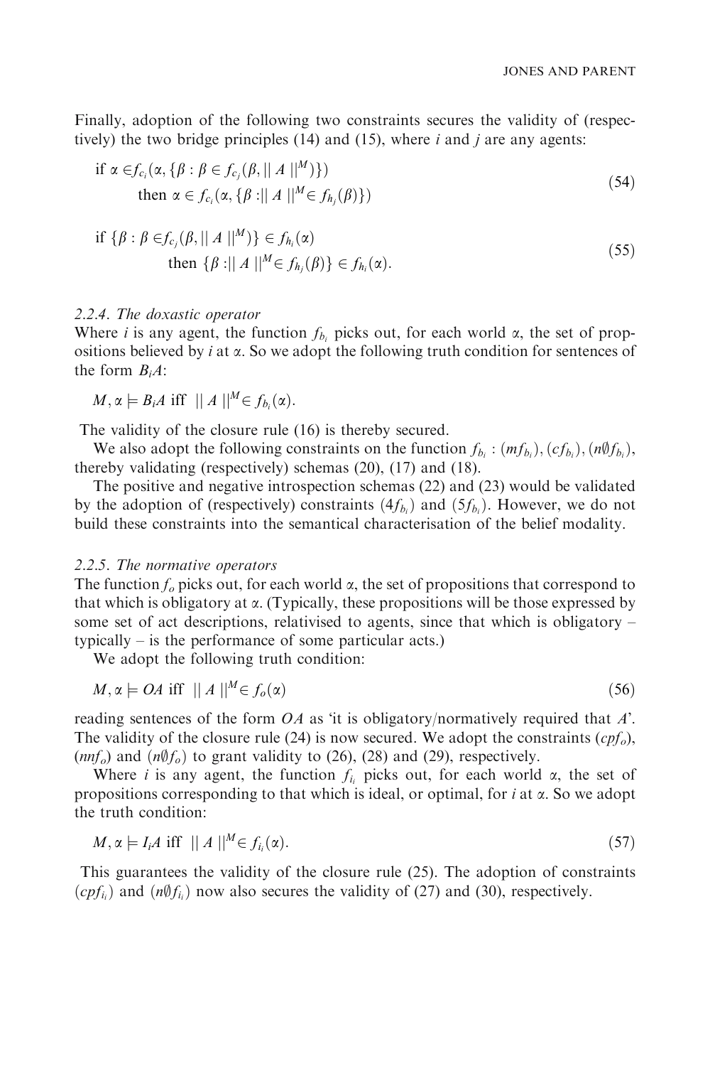Finally, adoption of the following two constraints secures the validity of (respectively) the two bridge principles (14) and (15), where $i$ and $j$ are any agents:

$$\text{if } \alpha \in f_{c_i}(\alpha, \{\beta : \beta \in f_{c_j}(\beta, \| A \|^M)\}) \\ \text{then } \alpha \in f_{c_i}(\alpha, \{\beta : \| A \|^M \in f_{h_j}(\beta)\}) \tag{54}$$

$$\text{if } \{\beta : \beta \in f_{c_j}(\beta, \| A \|^M)\} \in f_{h_i}(\alpha) \\ \text{then } \{\beta : \| A \|^M \in f_{h_j}(\beta)\} \in f_{h_i}(\alpha). \tag{55}$$

### 2.2.4. The doxastic operator

Where $i$ is any agent, the function $f_{b_i}$ picks out, for each world $\alpha$, the set of propositions believed by $i$ at $\alpha$. So we adopt the following truth condition for sentences of the form $B_iA$:

$$M, \alpha \models B_iA \text{ iff } \| A \|^M \in f_{b_i}(\alpha).$$

The validity of the closure rule (16) is thereby secured.

We also adopt the following constraints on the function $f_{b_i}$ : $(mf_{b_i}), (cf_{b_i}), (n\emptyset f_{b_i})$, thereby validating (respectively) schemas (20), (17) and (18).

The positive and negative introspection schemas (22) and (23) would be validated by the adoption of (respectively) constraints $(4f_{b_i})$ and $(5f_{b_i})$. However, we do not build these constraints into the semantical characterisation of the belief modality.

### 2.2.5. The normative operators

The function $f_o$ picks out, for each world $\alpha$, the set of propositions that correspond to that which is obligatory at $\alpha$. (Typically, these propositions will be those expressed by some set of act descriptions, relativised to agents, since that which is obligatory – typically – is the performance of some particular acts.)

We adopt the following truth condition:

$$M, \alpha \models OA \text{ iff } \| A \|^M \in f_o(\alpha) \tag{56}$$

reading sentences of the form $OA$ as 'it is obligatory/normatively required that $A$'. The validity of the closure rule (24) is now secured. We adopt the constraints $(cpf_o)$, $(nnf_o)$ and $(n\emptyset f_o)$ to grant validity to (26), (28) and (29), respectively.

Where $i$ is any agent, the function $f_{i_i}$ picks out, for each world $\alpha$, the set of propositions corresponding to that which is ideal, or optimal, for $i$ at $\alpha$. So we adopt the truth condition:

$$M, \alpha \models I_iA \text{ iff } \| A \|^M \in f_{i_i}(\alpha). \tag{57}$$

This guarantees the validity of the closure rule (25). The adoption of constraints $(cpf_{i_i})$ and $(n\emptyset f_{i_i})$ now also secures the validity of (27) and (30), respectively.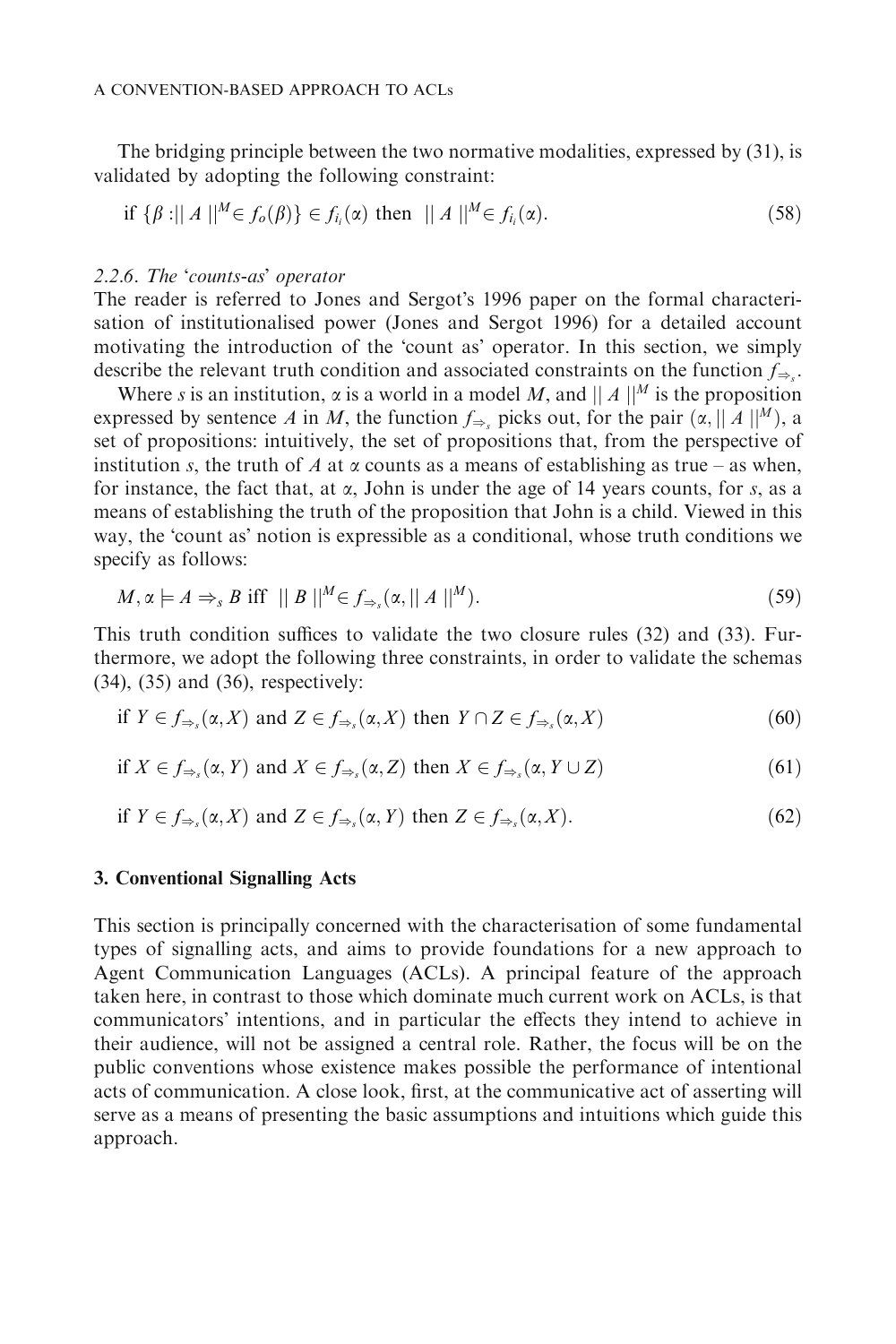The bridging principle between the two normative modalities, expressed by (31), is validated by adopting the following constraint:

$$\text{if } \{\beta : || A ||^M \in f_o(\beta)\} \in f_{i_i}(\alpha) \text{ then } || A ||^M \in f_{i_i}(\alpha). \tag{58}$$

### 2.2.6. The 'counts-as' operator

The reader is referred to Jones and Sergot's 1996 paper on the formal characterisation of institutionalised power (Jones and Sergot 1996) for a detailed account motivating the introduction of the 'count as' operator. In this section, we simply describe the relevant truth condition and associated constraints on the function $f_{\Rightarrow_s}$.

Where $s$ is an institution, $\alpha$ is a world in a model $M$, and $|| A ||^M$ is the proposition expressed by sentence $A$ in $M$, the function $f_{\Rightarrow_s}$ picks out, for the pair $(\alpha, || A ||^M)$, a set of propositions: intuitively, the set of propositions that, from the perspective of institution $s$, the truth of $A$ at $\alpha$ counts as a means of establishing as true – as when, for instance, the fact that, at $\alpha$, John is under the age of 14 years counts, for $s$, as a means of establishing the truth of the proposition that John is a child. Viewed in this way, the 'count as' notion is expressible as a conditional, whose truth conditions we specify as follows:

$$M, \alpha \models A \Rightarrow_s B \text{ iff } || B ||^M \in f_{\Rightarrow_s}(\alpha, || A ||^M). \tag{59}$$

This truth condition suffices to validate the two closure rules (32) and (33). Furthermore, we adopt the following three constraints, in order to validate the schemas (34), (35) and (36), respectively:

$$\text{if } Y \in f_{\Rightarrow_s}(\alpha, X) \text{ and } Z \in f_{\Rightarrow_s}(\alpha, X) \text{ then } Y \cap Z \in f_{\Rightarrow_s}(\alpha, X) \tag{60}$$

$$\text{if } X \in f_{\Rightarrow_s}(\alpha, Y) \text{ and } X \in f_{\Rightarrow_s}(\alpha, Z) \text{ then } X \in f_{\Rightarrow_s}(\alpha, Y \cup Z) \tag{61}$$

$$\text{if } Y \in f_{\Rightarrow_s}(\alpha, X) \text{ and } Z \in f_{\Rightarrow_s}(\alpha, Y) \text{ then } Z \in f_{\Rightarrow_s}(\alpha, X). \tag{62}$$

## 3. Conventional Signalling Acts

This section is principally concerned with the characterisation of some fundamental types of signalling acts, and aims to provide foundations for a new approach to Agent Communication Languages (ACLs). A principal feature of the approach taken here, in contrast to those which dominate much current work on ACLs, is that communicators' intentions, and in particular the effects they intend to achieve in their audience, will not be assigned a central role. Rather, the focus will be on the public conventions whose existence makes possible the performance of intentional acts of communication. A close look, first, at the communicative act of asserting will serve as a means of presenting the basic assumptions and intuitions which guide this approach.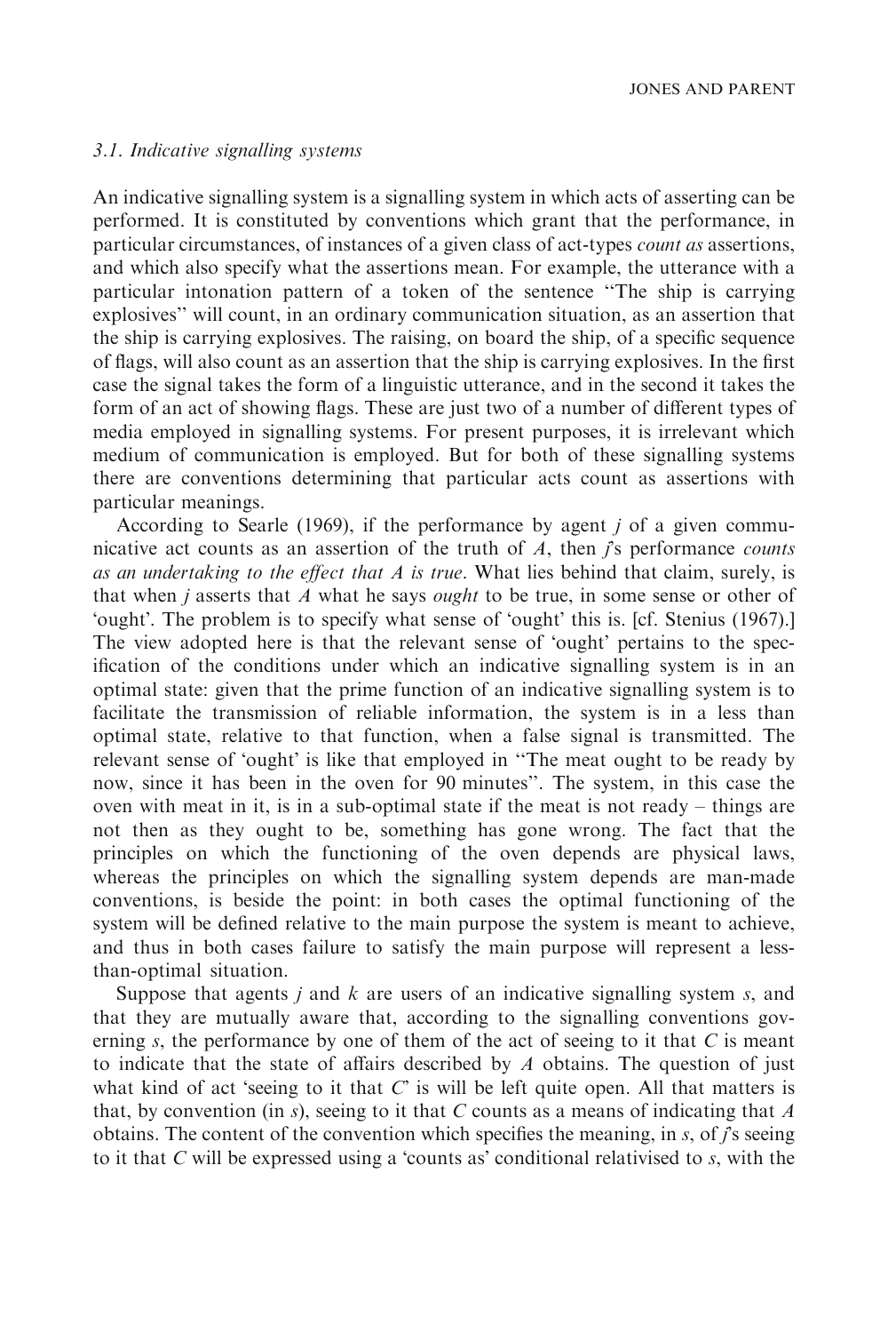### 3.1. Indicative signalling systems

An indicative signalling system is a signalling system in which acts of asserting can be performed. It is constituted by conventions which grant that the performance, in particular circumstances, of instances of a given class of act-types *count as* assertions, and which also specify what the assertions mean. For example, the utterance with a particular intonation pattern of a token of the sentence ''The ship is carrying explosives'' will count, in an ordinary communication situation, as an assertion that the ship is carrying explosives. The raising, on board the ship, of a specific sequence of flags, will also count as an assertion that the ship is carrying explosives. In the first case the signal takes the form of a linguistic utterance, and in the second it takes the form of an act of showing flags. These are just two of a number of different types of media employed in signalling systems. For present purposes, it is irrelevant which medium of communication is employed. But for both of these signalling systems there are conventions determining that particular acts count as assertions with particular meanings.

According to Searle (1969), if the performance by agent $j$ of a given communicative act counts as an assertion of the truth of $A$, then $j$'s performance *counts as an undertaking to the effect that A is true*. What lies behind that claim, surely, is that when $j$ asserts that $A$ what he says *ought* to be true, in some sense or other of 'ought'. The problem is to specify what sense of 'ought' this is. [cf. Stenius (1967).] The view adopted here is that the relevant sense of 'ought' pertains to the specification of the conditions under which an indicative signalling system is in an optimal state: given that the prime function of an indicative signalling system is to facilitate the transmission of reliable information, the system is in a less than optimal state, relative to that function, when a false signal is transmitted. The relevant sense of 'ought' is like that employed in ''The meat ought to be ready by now, since it has been in the oven for 90 minutes''. The system, in this case the oven with meat in it, is in a sub-optimal state if the meat is not ready – things are not then as they ought to be, something has gone wrong. The fact that the principles on which the functioning of the oven depends are physical laws, whereas the principles on which the signalling system depends are man-made conventions, is beside the point: in both cases the optimal functioning of the system will be defined relative to the main purpose the system is meant to achieve, and thus in both cases failure to satisfy the main purpose will represent a less-than-optimal situation.

Suppose that agents $j$ and $k$ are users of an indicative signalling system $s$, and that they are mutually aware that, according to the signalling conventions governing $s$, the performance by one of them of the act of seeing to it that $C$ is meant to indicate that the state of affairs described by $A$ obtains. The question of just what kind of act 'seeing to it that $C$' is will be left quite open. All that matters is that, by convention (in $s$), seeing to it that $C$ counts as a means of indicating that $A$ obtains. The content of the convention which specifies the meaning, in $s$, of $j$'s seeing to it that $C$ will be expressed using a 'counts as' conditional relativised to $s$, with the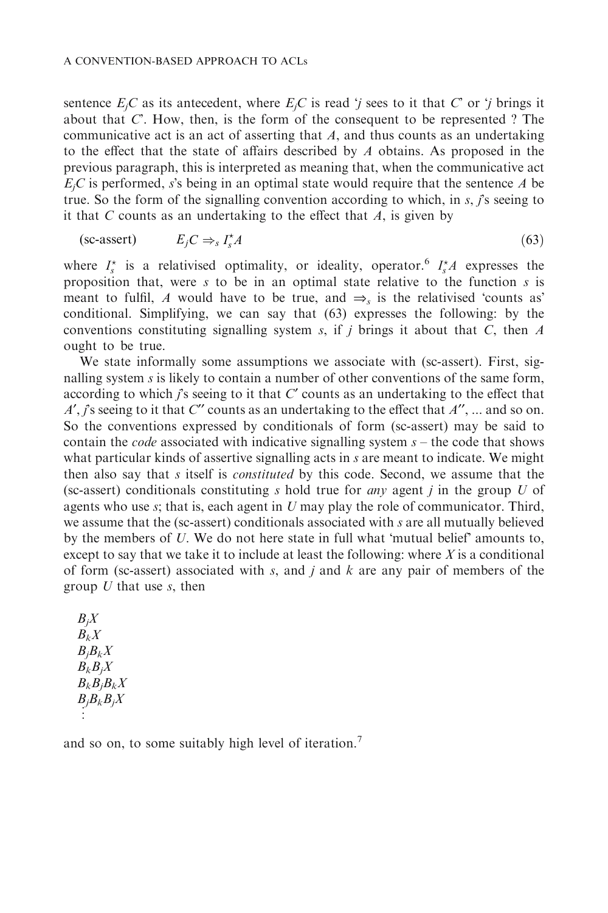sentence $E_jC$ as its antecedent, where $E_jC$ is read '$j$ sees to it that $C$' or '$j$ brings it about that $C$'. How, then, is the form of the consequent to be represented ? The communicative act is an act of asserting that $A$, and thus counts as an undertaking to the effect that the state of affairs described by $A$ obtains. As proposed in the previous paragraph, this is interpreted as meaning that, when the communicative act $E_jC$ is performed, $s$'s being in an optimal state would require that the sentence $A$ be true. So the form of the signalling convention according to which, in $s$, $j$'s seeing to it that $C$ counts as an undertaking to the effect that $A$, is given by

$$\text{(sc-assert)} \qquad E_jC \Rightarrow_s I_s^\star A \tag{63}$$

where $I_s^\star$ is a relativised optimality, or ideality, operator.[6] $I_s^\star A$ expresses the proposition that, were $s$ to be in an optimal state relative to the function $s$ is meant to fulfil, $A$ would have to be true, and $\Rightarrow_s$ is the relativised 'counts as' conditional. Simplifying, we can say that (63) expresses the following: by the conventions constituting signalling system $s$, if $j$ brings it about that $C$, then $A$ ought to be true.

We state informally some assumptions we associate with (sc-assert). First, signalling system $s$ is likely to contain a number of other conventions of the same form, according to which $j$'s seeing to it that $C'$ counts as an undertaking to the effect that $A'$, $j$'s seeing to it that $C''$ counts as an undertaking to the effect that $A''$, ... and so on. So the conventions expressed by conditionals of form (sc-assert) may be said to contain the *code* associated with indicative signalling system $s$ – the code that shows what particular kinds of assertive signalling acts in $s$ are meant to indicate. We might then also say that $s$ itself is *constituted* by this code. Second, we assume that the (sc-assert) conditionals constituting $s$ hold true for *any* agent $j$ in the group $U$ of agents who use $s$; that is, each agent in $U$ may play the role of communicator. Third, we assume that the (sc-assert) conditionals associated with $s$ are all mutually believed by the members of $U$. We do not here state in full what 'mutual belief' amounts to, except to say that we take it to include at least the following: where $X$ is a conditional of form (sc-assert) associated with $s$, and $j$ and $k$ are any pair of members of the group $U$ that use $s$, then

$$\begin{array}{l} B_jX \\ B_kX \\ B_jB_kX \\ B_kB_jX \\ B_kB_jB_kX \\ B_jB_kB_jX \\ \vdots \end{array}$$

and so on, to some suitably high level of iteration.[7]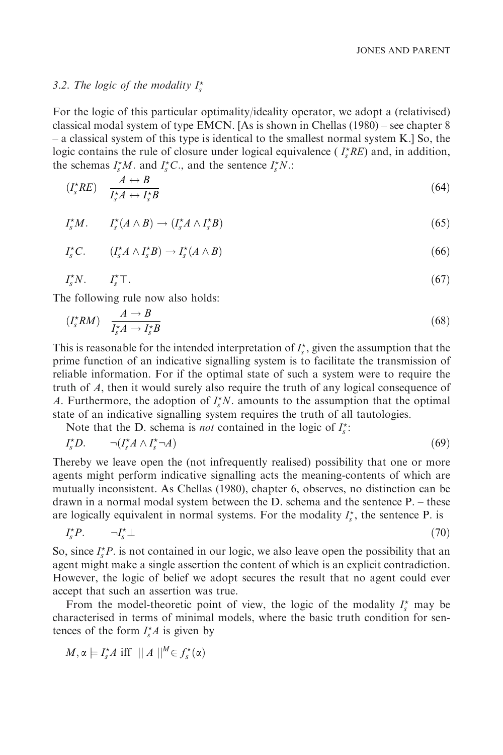### 3.2. The logic of the modality $I_s^\star$

For the logic of this particular optimality/ideality operator, we adopt a (relativised) classical modal system of type EMCN. [As is shown in Chellas (1980) – see chapter 8 – a classical system of this type is identical to the smallest normal system K.] So, the logic contains the rule of closure under logical equivalence ( $I_s^\star RE$) and, in addition, the schemas $I_s^\star M$. and $I_s^\star C$., and the sentence $I_s^\star N$.:

$$(I_s^\star RE) \quad \frac{A \leftrightarrow B}{I_s^\star A \leftrightarrow I_s^\star B} \tag{64}$$

$$I_s^\star M. \qquad I_s^\star(A \wedge B) \rightarrow (I_s^\star A \wedge I_s^\star B) \tag{65}$$

$$I_s^\star C. \qquad (I_s^\star A \wedge I_s^\star B) \rightarrow I_s^\star(A \wedge B) \tag{66}$$

$$I_s^\star N. \qquad I_s^\star \top. \tag{67}$$

The following rule now also holds:

$$(I_s^\star RM) \quad \frac{A \rightarrow B}{I_s^\star A \rightarrow I_s^\star B} \tag{68}$$

This is reasonable for the intended interpretation of $I_s^\star$, given the assumption that the prime function of an indicative signalling system is to facilitate the transmission of reliable information. For if the optimal state of such a system were to require the truth of $A$, then it would surely also require the truth of any logical consequence of $A$. Furthermore, the adoption of $I_s^\star N$. amounts to the assumption that the optimal state of an indicative signalling system requires the truth of all tautologies.

Note that the D. schema is *not* contained in the logic of $I_s^\star$:

$$I_s^\star D. \qquad \neg(I_s^\star A \wedge I_s^\star \neg A) \tag{69}$$

Thereby we leave open the (not infrequently realised) possibility that one or more agents might perform indicative signalling acts the meaning-contents of which are mutually inconsistent. As Chellas (1980), chapter 6, observes, no distinction can be drawn in a normal modal system between the D. schema and the sentence P. – these are logically equivalent in normal systems. For the modality $I_s^\star$, the sentence P. is

$$I_s^\star P. \qquad \neg I_s^\star \bot \tag{70}$$

So, since $I_s^\star P$. is not contained in our logic, we also leave open the possibility that an agent might make a single assertion the content of which is an explicit contradiction. However, the logic of belief we adopt secures the result that no agent could ever accept that such an assertion was true.

From the model-theoretic point of view, the logic of the modality $I_s^\star$ may be characterised in terms of minimal models, where the basic truth condition for sentences of the form $I_s^\star A$ is given by

$$M, \alpha \models I_s^\star A \text{ iff } \| A \|^M \in f_s^\star(\alpha)$$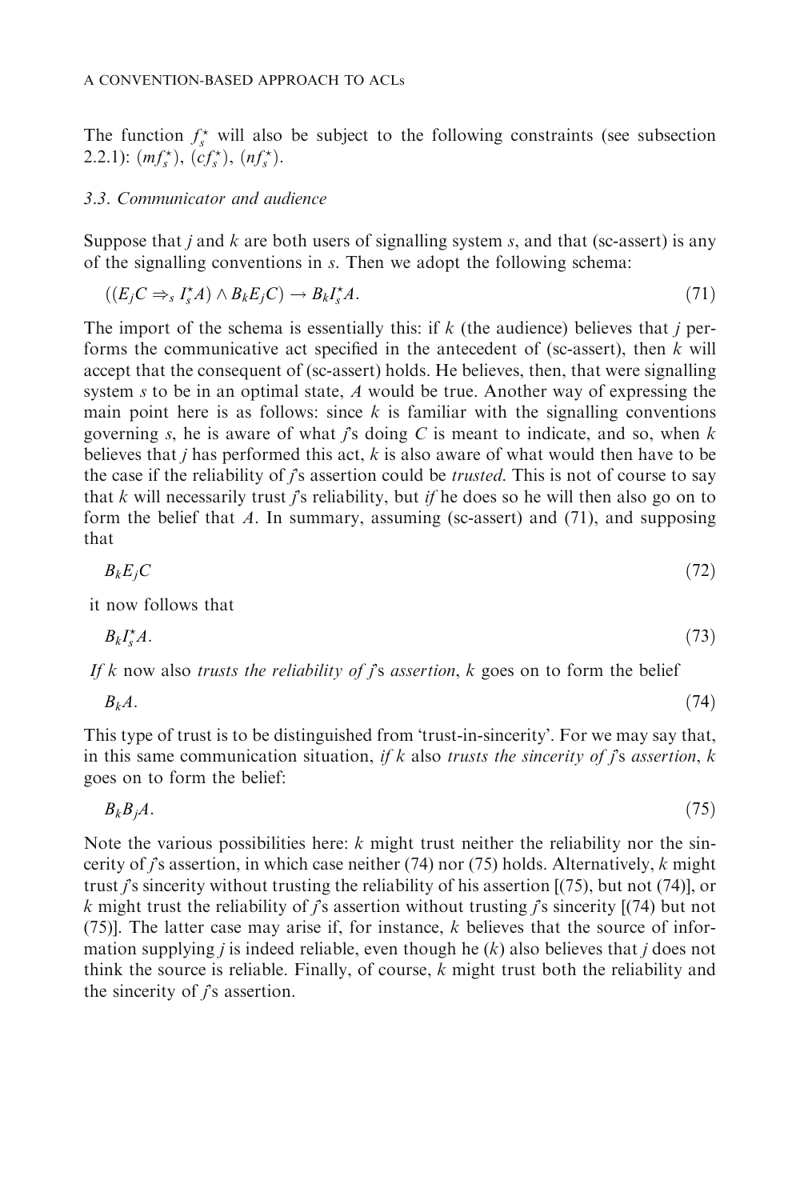The function $f_s^\star$ will also be subject to the following constraints (see subsection 2.2.1): $(mf_s^\star)$, $(cf_s^\star)$, $(nf_s^\star)$.

### 3.3. Communicator and audience

Suppose that $j$ and $k$ are both users of signalling system $s$, and that (sc-assert) is any of the signalling conventions in $s$. Then we adopt the following schema:

$$((E_j C \Rightarrow_s I_s^\star A) \wedge B_k E_j C) \rightarrow B_k I_s^\star A. \tag{71}$$

The import of the schema is essentially this: if $k$ (the audience) believes that $j$ performs the communicative act specified in the antecedent of (sc-assert), then $k$ will accept that the consequent of (sc-assert) holds. He believes, then, that were signalling system $s$ to be in an optimal state, $A$ would be true. Another way of expressing the main point here is as follows: since $k$ is familiar with the signalling conventions governing $s$, he is aware of what $j$'s doing $C$ is meant to indicate, and so, when $k$ believes that $j$ has performed this act, $k$ is also aware of what would then have to be the case if the reliability of $j$'s assertion could be *trusted*. This is not of course to say that $k$ will necessarily trust $j$'s reliability, but *if* he does so he will then also go on to form the belief that $A$. In summary, assuming (sc-assert) and (71), and supposing that

$$B_k E_j C \tag{72}$$

it now follows that

$$B_k I_s^\star A. \tag{73}$$

*If $k$ now also trusts the reliability of $j$'s assertion*, $k$ goes on to form the belief

$$B_k A. \tag{74}$$

This type of trust is to be distinguished from 'trust-in-sincerity'. For we may say that, in this same communication situation, *if $k$ also trusts the sincerity of $j$'s assertion*, $k$ goes on to form the belief:

$$B_k B_j A. \tag{75}$$

Note the various possibilities here: $k$ might trust neither the reliability nor the sincerity of $j$'s assertion, in which case neither (74) nor (75) holds. Alternatively, $k$ might trust $j$'s sincerity without trusting the reliability of his assertion [(75), but not (74)], or $k$ might trust the reliability of $j$'s assertion without trusting $j$'s sincerity [(74) but not (75)]. The latter case may arise if, for instance, $k$ believes that the source of information supplying $j$ is indeed reliable, even though he ($k$) also believes that $j$ does not think the source is reliable. Finally, of course, $k$ might trust both the reliability and the sincerity of $j$'s assertion.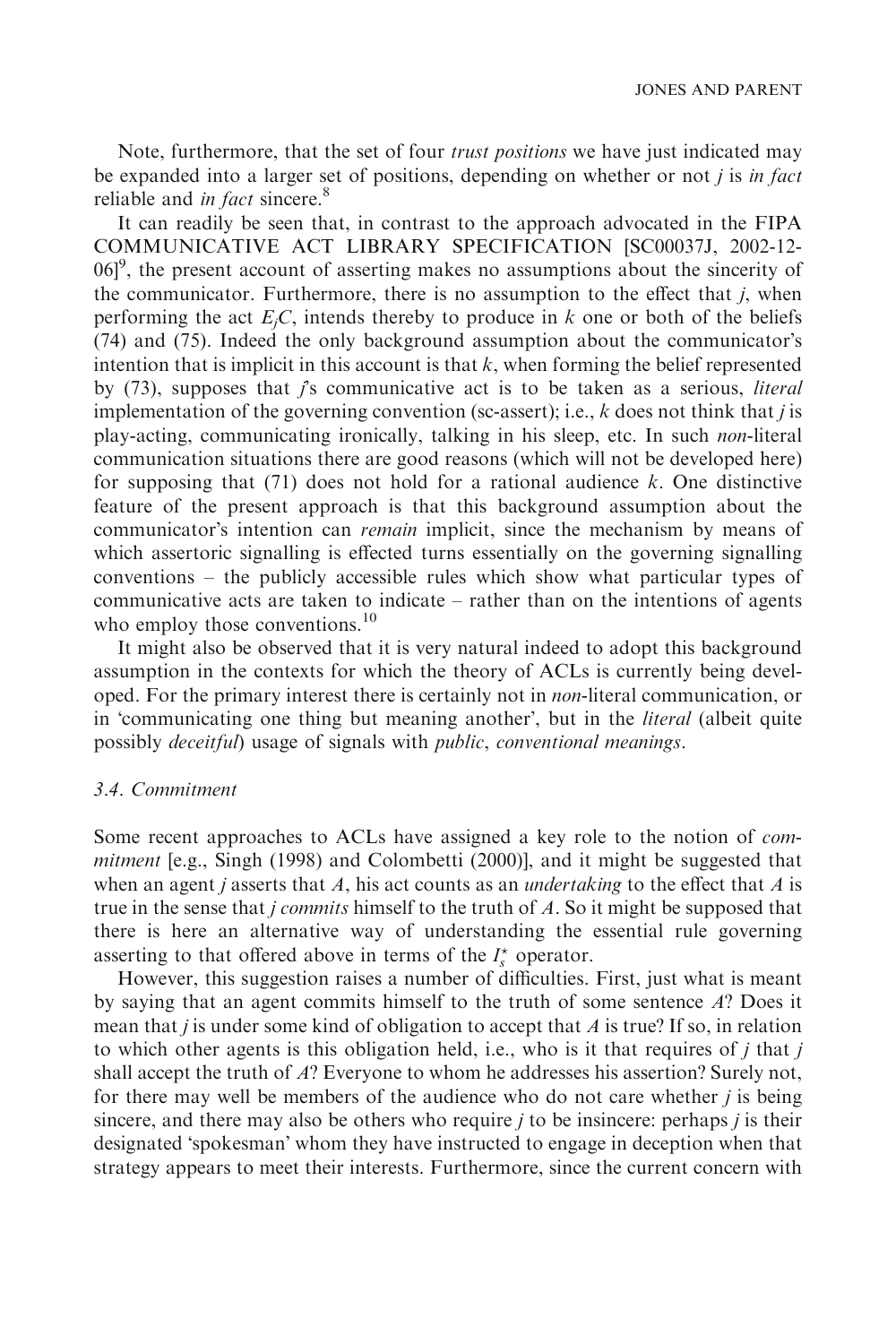Note, furthermore, that the set of four *trust positions* we have just indicated may be expanded into a larger set of positions, depending on whether or not $j$ is *in fact* reliable and *in fact* sincere.[8]

It can readily be seen that, in contrast to the approach advocated in the FIPA COMMUNICATIVE ACT LIBRARY SPECIFICATION [SC00037J, 2002-12-06][9], the present account of asserting makes no assumptions about the sincerity of the communicator. Furthermore, there is no assumption to the effect that $j$, when performing the act $E_jC$, intends thereby to produce in $k$ one or both of the beliefs (74) and (75). Indeed the only background assumption about the communicator's intention that is implicit in this account is that $k$, when forming the belief represented by (73), supposes that $j$'s communicative act is to be taken as a serious, *literal* implementation of the governing convention (sc-assert); i.e., $k$ does not think that $j$ is play-acting, communicating ironically, talking in his sleep, etc. In such *non*-literal communication situations there are good reasons (which will not be developed here) for supposing that (71) does not hold for a rational audience $k$. One distinctive feature of the present approach is that this background assumption about the communicator's intention can *remain* implicit, since the mechanism by means of which assertoric signalling is effected turns essentially on the governing signalling conventions – the publicly accessible rules which show what particular types of communicative acts are taken to indicate – rather than on the intentions of agents who employ those conventions.[10]

It might also be observed that it is very natural indeed to adopt this background assumption in the contexts for which the theory of ACLs is currently being developed. For the primary interest there is certainly not in *non*-literal communication, or in 'communicating one thing but meaning another', but in the *literal* (albeit quite possibly *deceitful*) usage of signals with *public*, *conventional meanings*.

### 3.4. Commitment

Some recent approaches to ACLs have assigned a key role to the notion of *commitment* [e.g., Singh (1998) and Colombetti (2000)], and it might be suggested that when an agent $j$ asserts that $A$, his act counts as an *undertaking* to the effect that $A$ is true in the sense that $j$ *commits* himself to the truth of $A$. So it might be supposed that there is here an alternative way of understanding the essential rule governing asserting to that offered above in terms of the $I_s^*$ operator.

However, this suggestion raises a number of difficulties. First, just what is meant by saying that an agent commits himself to the truth of some sentence $A$? Does it mean that $j$ is under some kind of obligation to accept that $A$ is true? If so, in relation to which other agents is this obligation held, i.e., who is it that requires of $j$ that $j$ shall accept the truth of $A$? Everyone to whom he addresses his assertion? Surely not, for there may well be members of the audience who do not care whether $j$ is being sincere, and there may also be others who require $j$ to be insincere: perhaps $j$ is their designated 'spokesman' whom they have instructed to engage in deception when that strategy appears to meet their interests. Furthermore, since the current concern with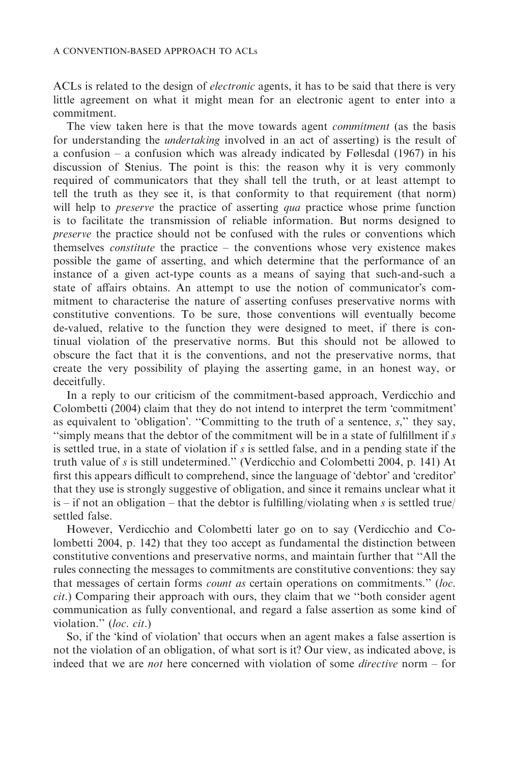ACLs is related to the design of *electronic* agents, it has to be said that there is very little agreement on what it might mean for an electronic agent to enter into a commitment.

The view taken here is that the move towards agent *commitment* (as the basis for understanding the *undertaking* involved in an act of asserting) is the result of a confusion – a confusion which was already indicated by Føllesdal (1967) in his discussion of Stenius. The point is this: the reason why it is very commonly required of communicators that they shall tell the truth, or at least attempt to tell the truth as they see it, is that conformity to that requirement (that norm) will help to *preserve* the practice of asserting *qua* practice whose prime function is to facilitate the transmission of reliable information. But norms designed to *preserve* the practice should not be confused with the rules or conventions which themselves *constitute* the practice – the conventions whose very existence makes possible the game of asserting, and which determine that the performance of an instance of a given act-type counts as a means of saying that such-and-such a state of affairs obtains. An attempt to use the notion of communicator's commitment to characterise the nature of asserting confuses preservative norms with constitutive conventions. To be sure, those conventions will eventually become de-valued, relative to the function they were designed to meet, if there is continual violation of the preservative norms. But this should not be allowed to obscure the fact that it is the conventions, and not the preservative norms, that create the very possibility of playing the asserting game, in an honest way, or deceitfully.

In a reply to our criticism of the commitment-based approach, Verdicchio and Colombetti (2004) claim that they do not intend to interpret the term 'commitment' as equivalent to 'obligation'. "Committing to the truth of a sentence, *s*," they say, "simply means that the debtor of the commitment will be in a state of fulfillment if *s* is settled true, in a state of violation if *s* is settled false, and in a pending state if the truth value of *s* is still undetermined." (Verdicchio and Colombetti 2004, p. 141) At first this appears difficult to comprehend, since the language of 'debtor' and 'creditor' that they use is strongly suggestive of obligation, and since it remains unclear what it is – if not an obligation – that the debtor is fulfilling/violating when *s* is settled true/settled false.

However, Verdicchio and Colombetti later go on to say (Verdicchio and Colombetti 2004, p. 142) that they too accept as fundamental the distinction between constitutive conventions and preservative norms, and maintain further that "All the rules connecting the messages to commitments are constitutive conventions: they say that messages of certain forms *count as* certain operations on commitments." (*loc. cit*.) Comparing their approach with ours, they claim that we "both consider agent communication as fully conventional, and regard a false assertion as some kind of violation." (*loc. cit*.)

So, if the 'kind of violation' that occurs when an agent makes a false assertion is not the violation of an obligation, of what sort is it? Our view, as indicated above, is indeed that we are *not* here concerned with violation of some *directive* norm – for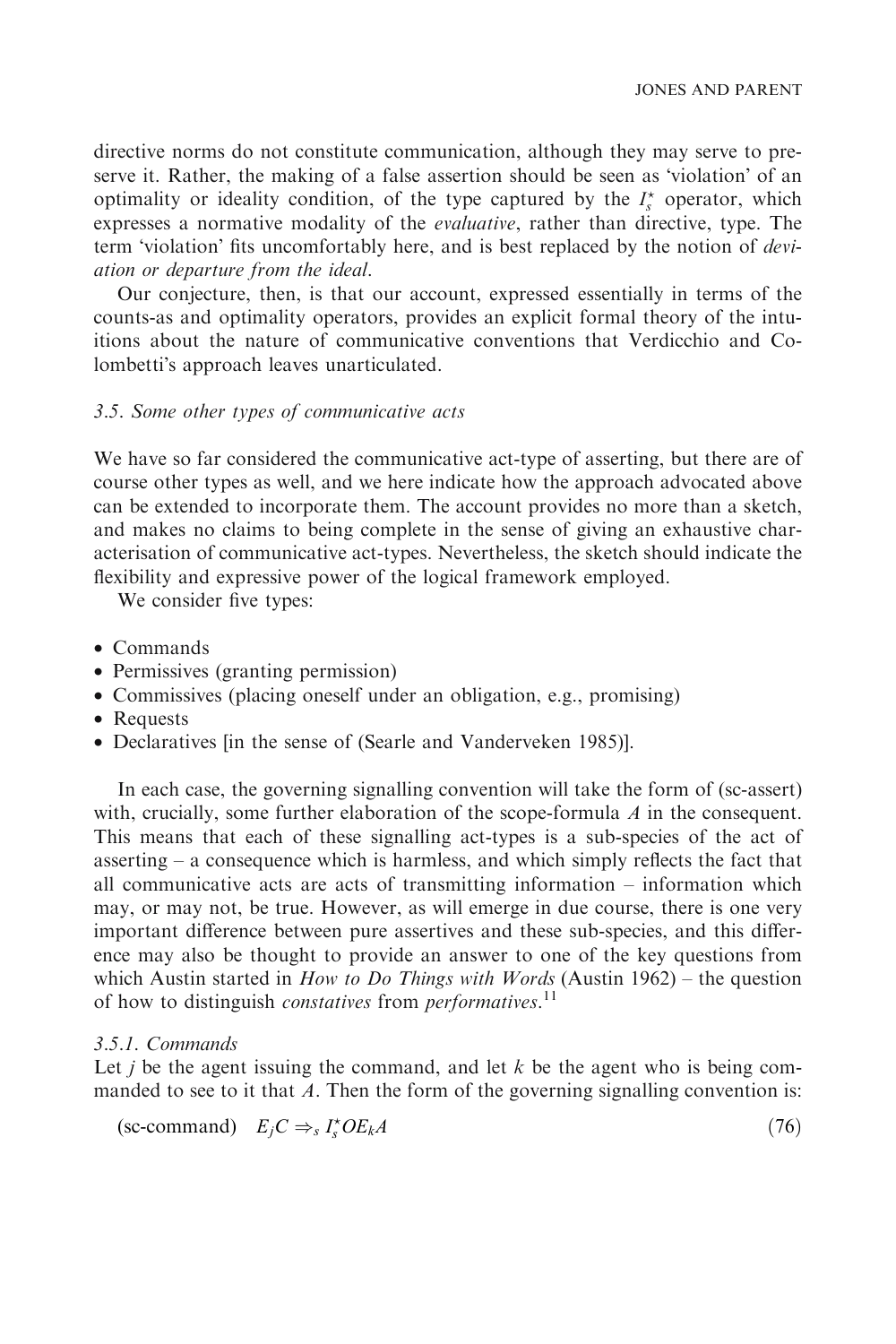directive norms do not constitute communication, although they may serve to preserve it. Rather, the making of a false assertion should be seen as 'violation' of an optimality or ideality condition, of the type captured by the $I_s^\star$ operator, which expresses a normative modality of the *evaluative*, rather than directive, type. The term 'violation' fits uncomfortably here, and is best replaced by the notion of *deviation or departure from the ideal*.

Our conjecture, then, is that our account, expressed essentially in terms of the counts-as and optimality operators, provides an explicit formal theory of the intuitions about the nature of communicative conventions that Verdicchio and Colombetti's approach leaves unarticulated.

### *3.5. Some other types of communicative acts*

We have so far considered the communicative act-type of asserting, but there are of course other types as well, and we here indicate how the approach advocated above can be extended to incorporate them. The account provides no more than a sketch, and makes no claims to being complete in the sense of giving an exhaustive characterisation of communicative act-types. Nevertheless, the sketch should indicate the flexibility and expressive power of the logical framework employed.

We consider five types:

- Commands
- Permissives (granting permission)
- Commissives (placing oneself under an obligation, e.g., promising)
- Requests
- Declaratives [in the sense of (Searle and Vanderveken 1985)].

In each case, the governing signalling convention will take the form of (sc-assert) with, crucially, some further elaboration of the scope-formula $A$ in the consequent. This means that each of these signalling act-types is a sub-species of the act of asserting – a consequence which is harmless, and which simply reflects the fact that all communicative acts are acts of transmitting information – information which may, or may not, be true. However, as will emerge in due course, there is one very important difference between pure assertives and these sub-species, and this difference may also be thought to provide an answer to one of the key questions from which Austin started in *How to Do Things with Words* (Austin 1962) – the question of how to distinguish *constatives* from *performatives*.[11]

#### *3.5.1. Commands*

Let $j$ be the agent issuing the command, and let $k$ be the agent who is being commanded to see to it that $A$. Then the form of the governing signalling convention is:

$$\text{(sc-command)} \quad E_jC \Rightarrow_s I_s^\star OE_kA \tag{76}$$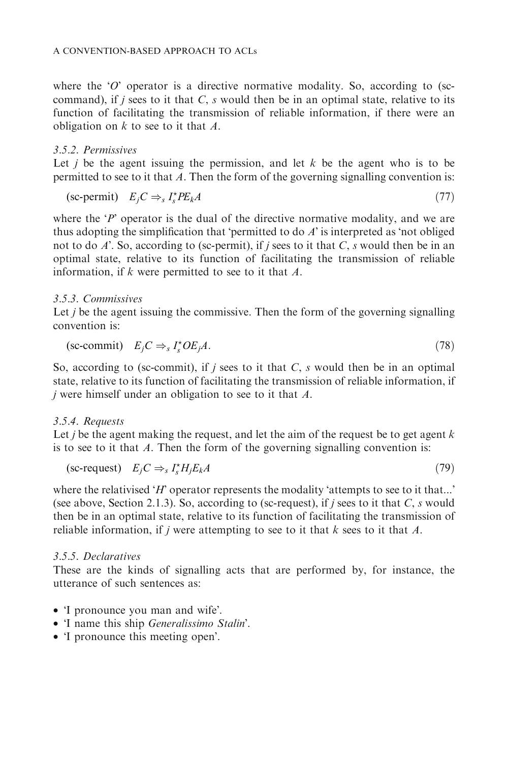where the '$O$' operator is a directive normative modality. So, according to (sc-command), if $j$ sees to it that $C$, $s$ would then be in an optimal state, relative to its function of facilitating the transmission of reliable information, if there were an obligation on $k$ to see to it that $A$.

### 3.5.2. Permissives

Let $j$ be the agent issuing the permission, and let $k$ be the agent who is to be permitted to see to it that $A$. Then the form of the governing signalling convention is:

$$\text{(sc-permit)} \quad E_j C \Rightarrow_s I_s^{\star} P E_k A \tag{77}$$

where the '$P$' operator is the dual of the directive normative modality, and we are thus adopting the simplification that 'permitted to do $A$' is interpreted as 'not obliged not to do $A$'. So, according to (sc-permit), if $j$ sees to it that $C$, $s$ would then be in an optimal state, relative to its function of facilitating the transmission of reliable information, if $k$ were permitted to see to it that $A$.

### 3.5.3. Commissives

Let $j$ be the agent issuing the commissive. Then the form of the governing signalling convention is:

$$\text{(sc-commit)} \quad E_j C \Rightarrow_s I_s^{\star} O E_j A. \tag{78}$$

So, according to (sc-commit), if $j$ sees to it that $C$, $s$ would then be in an optimal state, relative to its function of facilitating the transmission of reliable information, if $j$ were himself under an obligation to see to it that $A$.

### 3.5.4. Requests

Let $j$ be the agent making the request, and let the aim of the request be to get agent $k$ is to see to it that $A$. Then the form of the governing signalling convention is:

$$\text{(sc-request)} \quad E_j C \Rightarrow_s I_s^{\star} H_j E_k A \tag{79}$$

where the relativised '$H$' operator represents the modality 'attempts to see to it that...' (see above, Section 2.1.3). So, according to (sc-request), if $j$ sees to it that $C$, $s$ would then be in an optimal state, relative to its function of facilitating the transmission of reliable information, if $j$ were attempting to see to it that $k$ sees to it that $A$.

### 3.5.5. Declaratives

These are the kinds of signalling acts that are performed by, for instance, the utterance of such sentences as:

- 'I pronounce you man and wife'.
- 'I name this ship *Generalissimo Stalin*'.
- 'I pronounce this meeting open'.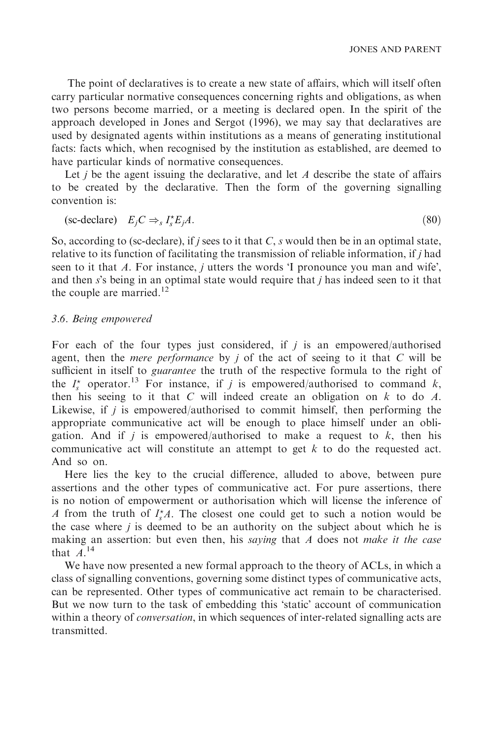The point of declaratives is to create a new state of affairs, which will itself often carry particular normative consequences concerning rights and obligations, as when two persons become married, or a meeting is declared open. In the spirit of the approach developed in Jones and Sergot (1996), we may say that declaratives are used by designated agents within institutions as a means of generating institutional facts: facts which, when recognised by the institution as established, are deemed to have particular kinds of normative consequences.

Let $j$ be the agent issuing the declarative, and let $A$ describe the state of affairs to be created by the declarative. Then the form of the governing signalling convention is:

$$\text{(sc-declare)} \quad E_j C \Rightarrow_s I_s^{\star} E_j A. \tag{80}$$

So, according to (sc-declare), if $j$ sees to it that $C$, $s$ would then be in an optimal state, relative to its function of facilitating the transmission of reliable information, if $j$ had seen to it that $A$. For instance, $j$ utters the words 'I pronounce you man and wife', and then $s$'s being in an optimal state would require that $j$ has indeed seen to it that the couple are married.[12]

### 3.6. Being empowered

For each of the four types just considered, if $j$ is an empowered/authorised agent, then the *mere performance* by $j$ of the act of seeing to it that $C$ will be sufficient in itself to *guarantee* the truth of the respective formula to the right of the $I_s^{\star}$ operator.[13] For instance, if $j$ is empowered/authorised to command $k$, then his seeing to it that $C$ will indeed create an obligation on $k$ to do $A$. Likewise, if $j$ is empowered/authorised to commit himself, then performing the appropriate communicative act will be enough to place himself under an obligation. And if $j$ is empowered/authorised to make a request to $k$, then his communicative act will constitute an attempt to get $k$ to do the requested act. And so on.

Here lies the key to the crucial difference, alluded to above, between pure assertions and the other types of communicative act. For pure assertions, there is no notion of empowerment or authorisation which will license the inference of $A$ from the truth of $I_s^{\star} A$. The closest one could get to such a notion would be the case where $j$ is deemed to be an authority on the subject about which he is making an assertion: but even then, his *saying* that $A$ does not *make it the case* that $A$.[14]

We have now presented a new formal approach to the theory of ACLs, in which a class of signalling conventions, governing some distinct types of communicative acts, can be represented. Other types of communicative act remain to be characterised. But we now turn to the task of embedding this 'static' account of communication within a theory of *conversation*, in which sequences of inter-related signalling acts are transmitted.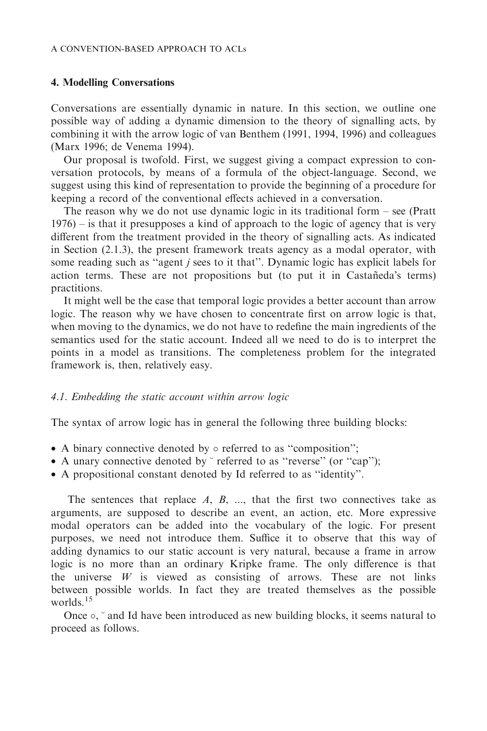## 4. Modelling Conversations

Conversations are essentially dynamic in nature. In this section, we outline one possible way of adding a dynamic dimension to the theory of signalling acts, by combining it with the arrow logic of van Benthem (1991, 1994, 1996) and colleagues (Marx 1996; de Venema 1994).

Our proposal is twofold. First, we suggest giving a compact expression to conversation protocols, by means of a formula of the object-language. Second, we suggest using this kind of representation to provide the beginning of a procedure for keeping a record of the conventional effects achieved in a conversation.

The reason why we do not use dynamic logic in its traditional form – see (Pratt 1976) – is that it presupposes a kind of approach to the logic of agency that is very different from the treatment provided in the theory of signalling acts. As indicated in Section (2.1.3), the present framework treats agency as a modal operator, with some reading such as "agent $j$ sees to it that". Dynamic logic has explicit labels for action terms. These are not propositions but (to put it in Castañeda's terms) practitions.

It might well be the case that temporal logic provides a better account than arrow logic. The reason why we have chosen to concentrate first on arrow logic is that, when moving to the dynamics, we do not have to redefine the main ingredients of the semantics used for the static account. Indeed all we need to do is to interpret the points in a model as transitions. The completeness problem for the integrated framework is, then, relatively easy.

### 4.1. Embedding the static account within arrow logic

The syntax of arrow logic has in general the following three building blocks:

- A binary connective denoted by $\circ$ referred to as "composition";
- A unary connective denoted by $\breve{}$ referred to as "reverse" (or "cap");
- A propositional constant denoted by Id referred to as "identity".

The sentences that replace $A$, $B$, ..., that the first two connectives take as arguments, are supposed to describe an event, an action, etc. More expressive modal operators can be added into the vocabulary of the logic. For present purposes, we need not introduce them. Suffice it to observe that this way of adding dynamics to our static account is very natural, because a frame in arrow logic is no more than an ordinary Kripke frame. The only difference is that the universe $W$ is viewed as consisting of arrows. These are not links between possible worlds. In fact they are treated themselves as the possible worlds.[15]

Once $\circ$, $\breve{}$ and Id have been introduced as new building blocks, it seems natural to proceed as follows.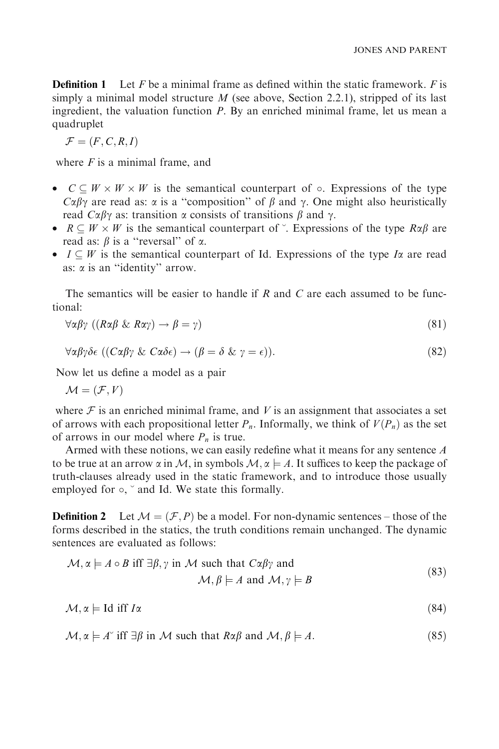**Definition 1** Let $F$ be a minimal frame as defined within the static framework. $F$ is simply a minimal model structure $M$ (see above, Section 2.2.1), stripped of its last ingredient, the valuation function $P$. By an enriched minimal frame, let us mean a quadruplet

$$\mathcal{F} = (F, C, R, I)$$

where $F$ is a minimal frame, and

- $C \subseteq W \times W \times W$ is the semantical counterpart of $\circ$. Expressions of the type $C\alpha\beta\gamma$ are read as: $\alpha$ is a "composition" of $\beta$ and $\gamma$. One might also heuristically read $C\alpha\beta\gamma$ as: transition $\alpha$ consists of transitions $\beta$ and $\gamma$.
- $R \subseteq W \times W$ is the semantical counterpart of $\breve{}$. Expressions of the type $R\alpha\beta$ are read as: $\beta$ is a "reversal" of $\alpha$.
- $I \subseteq W$ is the semantical counterpart of Id. Expressions of the type $I\alpha$ are read as: $\alpha$ is an "identity" arrow.

The semantics will be easier to handle if $R$ and $C$ are each assumed to be functional:

$$\forall\alpha\beta\gamma\ ((R\alpha\beta\ \&\ R\alpha\gamma) \rightarrow \beta = \gamma) \tag{81}$$

$$\forall\alpha\beta\gamma\delta\epsilon\ ((C\alpha\beta\gamma\ \&\ C\alpha\delta\epsilon) \rightarrow (\beta = \delta\ \&\ \gamma = \epsilon)). \tag{82}$$

Now let us define a model as a pair

$$\mathcal{M} = (\mathcal{F}, V)$$

where $\mathcal{F}$ is an enriched minimal frame, and $V$ is an assignment that associates a set of arrows with each propositional letter $P_n$. Informally, we think of $V(P_n)$ as the set of arrows in our model where $P_n$ is true.

Armed with these notions, we can easily redefine what it means for any sentence $A$ to be true at an arrow $\alpha$ in $\mathcal{M}$, in symbols $\mathcal{M}, \alpha \models A$. It suffices to keep the package of truth-clauses already used in the static framework, and to introduce those usually employed for $\circ$, $\breve{}$ and Id. We state this formally.

**Definition 2** Let $\mathcal{M} = (\mathcal{F}, P)$ be a model. For non-dynamic sentences – those of the forms described in the statics, the truth conditions remain unchanged. The dynamic sentences are evaluated as follows:

$$\mathcal{M}, \alpha \models A \circ B \text{ iff } \exists\beta, \gamma \text{ in } \mathcal{M} \text{ such that } C\alpha\beta\gamma \text{ and } \mathcal{M}, \beta \models A \text{ and } \mathcal{M}, \gamma \models B \tag{83}$$

$$\mathcal{M}, \alpha \models \text{Id iff } I\alpha \tag{84}$$

$$\mathcal{M}, \alpha \models A^{\smile} \text{ iff } \exists\beta \text{ in } \mathcal{M} \text{ such that } R\alpha\beta \text{ and } \mathcal{M}, \beta \models A. \tag{85}$$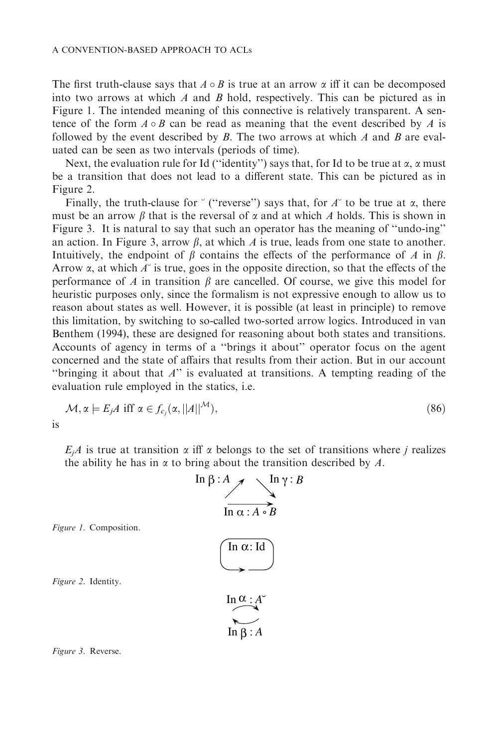The first truth-clause says that $A \circ B$ is true at an arrow $\alpha$ iff it can be decomposed into two arrows at which $A$ and $B$ hold, respectively. This can be pictured as in Figure 1. The intended meaning of this connective is relatively transparent. A sentence of the form $A \circ B$ can be read as meaning that the event described by $A$ is followed by the event described by $B$. The two arrows at which $A$ and $B$ are evaluated can be seen as two intervals (periods of time).

Next, the evaluation rule for Id ("identity") says that, for Id to be true at $\alpha$, $\alpha$ must be a transition that does not lead to a different state. This can be pictured as in Figure 2.

Finally, the truth-clause for $\breve{}$ ("reverse") says that, for $A^{\breve{}}$ to be true at $\alpha$, there must be an arrow $\beta$ that is the reversal of $\alpha$ and at which $A$ holds. This is shown in Figure 3. It is natural to say that such an operator has the meaning of "undo-ing" an action. In Figure 3, arrow $\beta$, at which $A$ is true, leads from one state to another. Intuitively, the endpoint of $\beta$ contains the effects of the performance of $A$ in $\beta$. Arrow $\alpha$, at which $A^{\breve{}}$ is true, goes in the opposite direction, so that the effects of the performance of $A$ in transition $\beta$ are cancelled. Of course, we give this model for heuristic purposes only, since the formalism is not expressive enough to allow us to reason about states as well. However, it is possible (at least in principle) to remove this limitation, by switching to so-called two-sorted arrow logics. Introduced in van Benthem (1994), these are designed for reasoning about both states and transitions. Accounts of agency in terms of a "brings it about" operator focus on the agent concerned and the state of affairs that results from their action. But in our account "bringing it about that $A$" is evaluated at transitions. A tempting reading of the evaluation rule employed in the statics, i.e.

$$\mathcal{M}, \alpha \models E_j A \text{ iff } \alpha \in f_{c_j}(\alpha, ||A||^{\mathcal{M}}), \tag{86}$$

is

> $E_j A$ is true at transition $\alpha$ iff $\alpha$ belongs to the set of transitions where $j$ realizes the ability he has in $\alpha$ to bring about the transition described by $A$.

In $\beta : A$ In $\gamma : B$

In $\alpha : A \circ B$

*Figure 1.* Composition.

In $\alpha$: Id

*Figure 2.* Identity.

In $\alpha : A^{\breve{}}$

In $\beta : A$

*Figure 3.* Reverse.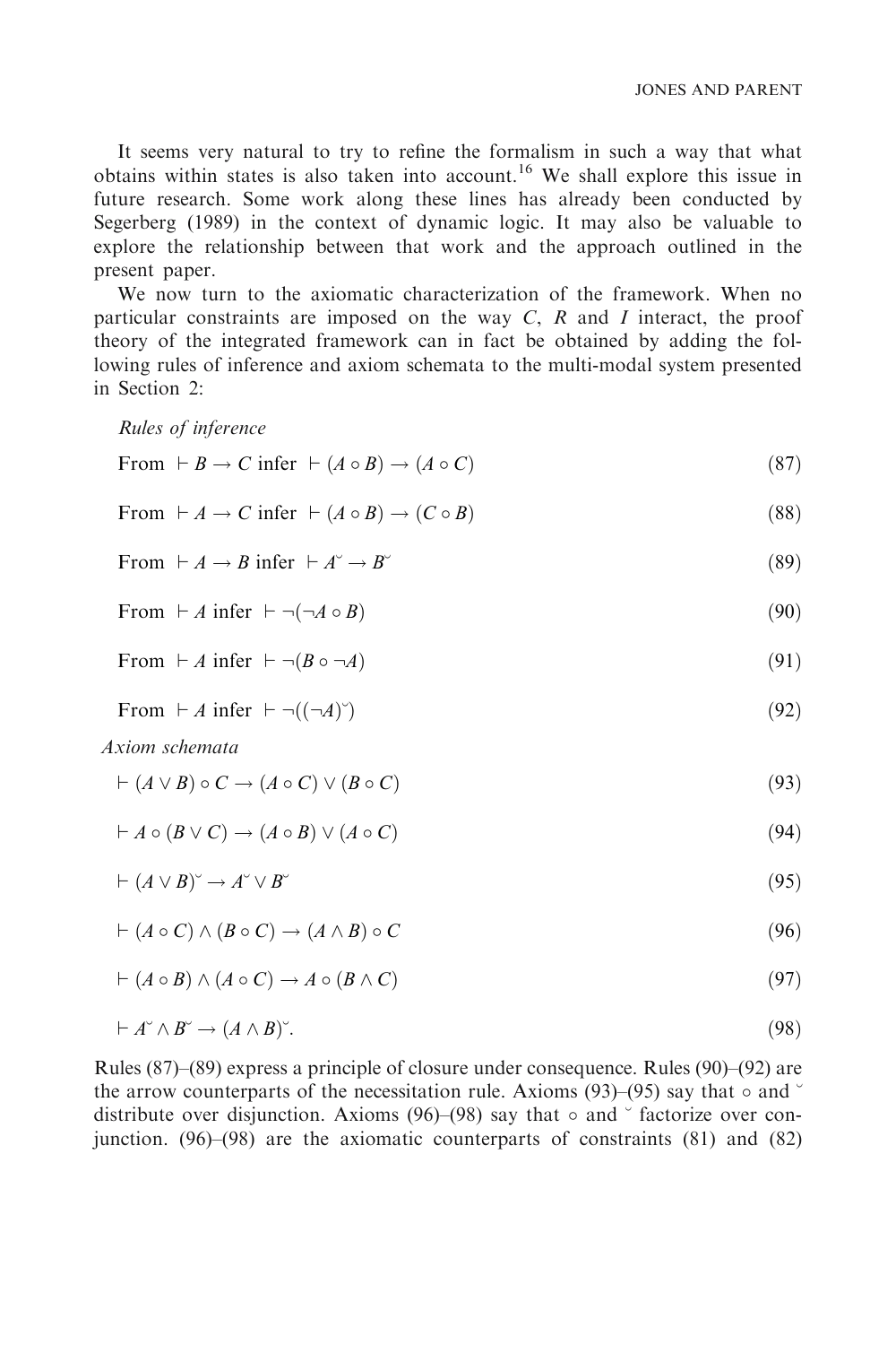It seems very natural to try to refine the formalism in such a way that what obtains within states is also taken into account.[16] We shall explore this issue in future research. Some work along these lines has already been conducted by Segerberg (1989) in the context of dynamic logic. It may also be valuable to explore the relationship between that work and the approach outlined in the present paper.

We now turn to the axiomatic characterization of the framework. When no particular constraints are imposed on the way $C$, $R$ and $I$ interact, the proof theory of the integrated framework can in fact be obtained by adding the following rules of inference and axiom schemata to the multi-modal system presented in Section 2:

*Rules of inference*

$$\text{From } \vdash B \rightarrow C \text{ infer } \vdash (A \circ B) \rightarrow (A \circ C) \tag{87}$$

$$\text{From } \vdash A \rightarrow C \text{ infer } \vdash (A \circ B) \rightarrow (C \circ B) \tag{88}$$

$$\text{From } \vdash A \rightarrow B \text{ infer } \vdash A^{\smile} \rightarrow B^{\smile} \tag{89}$$

$$\text{From } \vdash A \text{ infer } \vdash \neg(\neg A \circ B) \tag{90}$$

$$\text{From } \vdash A \text{ infer } \vdash \neg(B \circ \neg A) \tag{91}$$

$$\text{From } \vdash A \text{ infer } \vdash \neg((\neg A)^{\smile}) \tag{92}$$

*Axiom schemata*

$$\vdash (A \vee B) \circ C \rightarrow (A \circ C) \vee (B \circ C) \tag{93}$$

$$\vdash A \circ (B \vee C) \rightarrow (A \circ B) \vee (A \circ C) \tag{94}$$

$$\vdash (A \vee B)^{\smile} \rightarrow A^{\smile} \vee B^{\smile} \tag{95}$$

$$\vdash (A \circ C) \wedge (B \circ C) \rightarrow (A \wedge B) \circ C \tag{96}$$

$$\vdash (A \circ B) \wedge (A \circ C) \rightarrow A \circ (B \wedge C) \tag{97}$$

$$\vdash A^{\smile} \wedge B^{\smile} \rightarrow (A \wedge B)^{\smile}. \tag{98}$$

Rules (87)–(89) express a principle of closure under consequence. Rules (90)–(92) are the arrow counterparts of the necessitation rule. Axioms (93)–(95) say that $\circ$ and $^{\smile}$ distribute over disjunction. Axioms (96)–(98) say that $\circ$ and $^{\smile}$ factorize over conjunction. (96)–(98) are the axiomatic counterparts of constraints (81) and (82)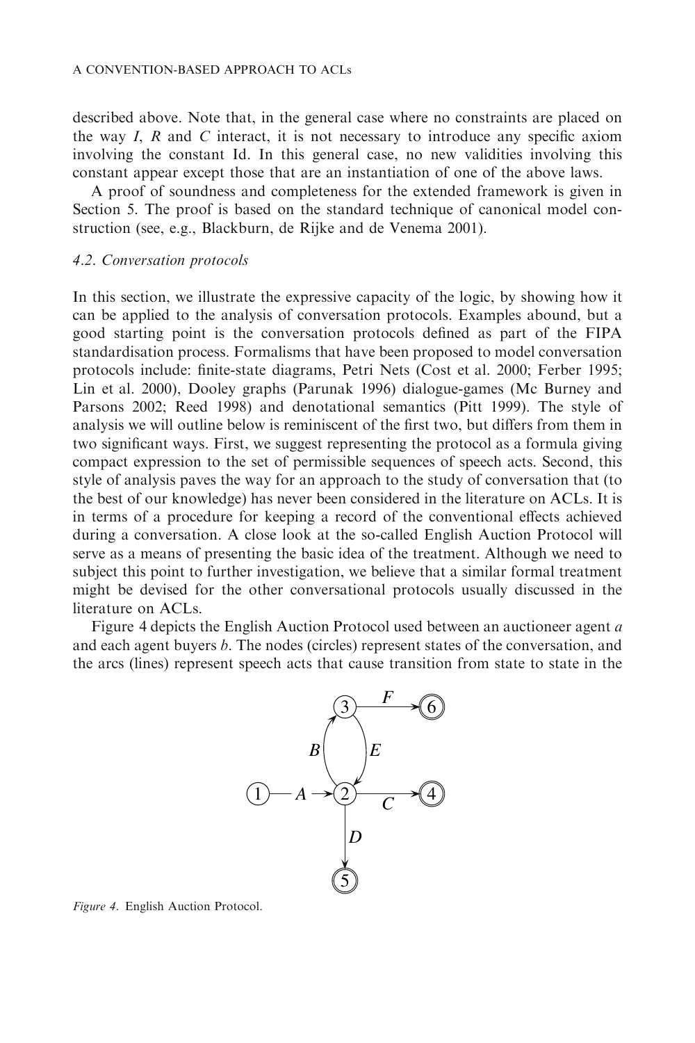described above. Note that, in the general case where no constraints are placed on the way $I$, $R$ and $C$ interact, it is not necessary to introduce any specific axiom involving the constant Id. In this general case, no new validities involving this constant appear except those that are an instantiation of one of the above laws.

A proof of soundness and completeness for the extended framework is given in Section 5. The proof is based on the standard technique of canonical model construction (see, e.g., Blackburn, de Rijke and de Venema 2001).

### 4.2. Conversation protocols

In this section, we illustrate the expressive capacity of the logic, by showing how it can be applied to the analysis of conversation protocols. Examples abound, but a good starting point is the conversation protocols defined as part of the FIPA standardisation process. Formalisms that have been proposed to model conversation protocols include: finite-state diagrams, Petri Nets (Cost et al. 2000; Ferber 1995; Lin et al. 2000), Dooley graphs (Parunak 1996) dialogue-games (Mc Burney and Parsons 2002; Reed 1998) and denotational semantics (Pitt 1999). The style of analysis we will outline below is reminiscent of the first two, but differs from them in two significant ways. First, we suggest representing the protocol as a formula giving compact expression to the set of permissible sequences of speech acts. Second, this style of analysis paves the way for an approach to the study of conversation that (to the best of our knowledge) has never been considered in the literature on ACLs. It is in terms of a procedure for keeping a record of the conventional effects achieved during a conversation. A close look at the so-called English Auction Protocol will serve as a means of presenting the basic idea of the treatment. Although we need to subject this point to further investigation, we believe that a similar formal treatment might be devised for the other conversational protocols usually discussed in the literature on ACLs.

Figure 4 depicts the English Auction Protocol used between an auctioneer agent $a$ and each agent buyers $b$. The nodes (circles) represent states of the conversation, and the arcs (lines) represent speech acts that cause transition from state to state in the

*Figure 4*. English Auction Protocol.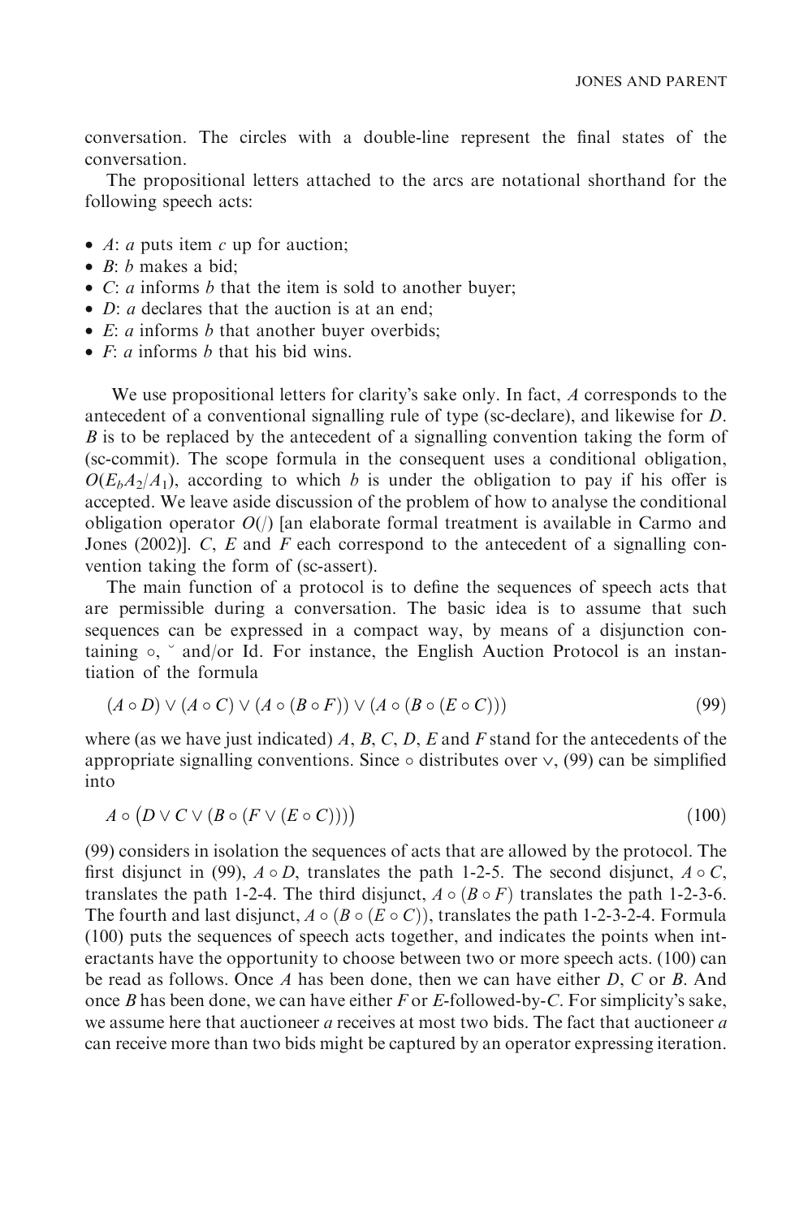conversation. The circles with a double-line represent the final states of the conversation.

The propositional letters attached to the arcs are notational shorthand for the following speech acts:

- $A$: $a$ puts item $c$ up for auction;
- $B$: $b$ makes a bid;
- $C$: $a$ informs $b$ that the item is sold to another buyer;
- $D$: $a$ declares that the auction is at an end;
- $E$: $a$ informs $b$ that another buyer overbids;
- $F$: $a$ informs $b$ that his bid wins.

We use propositional letters for clarity's sake only. In fact, $A$ corresponds to the antecedent of a conventional signalling rule of type (sc-declare), and likewise for $D$. $B$ is to be replaced by the antecedent of a signalling convention taking the form of (sc-commit). The scope formula in the consequent uses a conditional obligation, $O(E_b A_2/A_1)$, according to which $b$ is under the obligation to pay if his offer is accepted. We leave aside discussion of the problem of how to analyse the conditional obligation operator $O(/)$ [an elaborate formal treatment is available in Carmo and Jones (2002)]. $C$, $E$ and $F$ each correspond to the antecedent of a signalling convention taking the form of (sc-assert).

The main function of a protocol is to define the sequences of speech acts that are permissible during a conversation. The basic idea is to assume that such sequences can be expressed in a compact way, by means of a disjunction containing $\circ$, $\breve{}$ and/or Id. For instance, the English Auction Protocol is an instantiation of the formula

$$(A \circ D) \vee (A \circ C) \vee (A \circ (B \circ F)) \vee (A \circ (B \circ (E \circ C))) \tag{99}$$

where (as we have just indicated) $A$, $B$, $C$, $D$, $E$ and $F$ stand for the antecedents of the appropriate signalling conventions. Since $\circ$ distributes over $\vee$, (99) can be simplified into

$$A \circ \big(D \vee C \vee (B \circ (F \vee (E \circ C)))\big) \tag{100}$$

(99) considers in isolation the sequences of acts that are allowed by the protocol. The first disjunct in (99), $A \circ D$, translates the path 1-2-5. The second disjunct, $A \circ C$, translates the path 1-2-4. The third disjunct, $A \circ (B \circ F)$ translates the path 1-2-3-6. The fourth and last disjunct, $A \circ (B \circ (E \circ C))$, translates the path 1-2-3-2-4. Formula (100) puts the sequences of speech acts together, and indicates the points when interactants have the opportunity to choose between two or more speech acts. (100) can be read as follows. Once $A$ has been done, then we can have either $D$, $C$ or $B$. And once $B$ has been done, we can have either $F$ or $E$-followed-by-$C$. For simplicity's sake, we assume here that auctioneer $a$ receives at most two bids. The fact that auctioneer $a$ can receive more than two bids might be captured by an operator expressing iteration.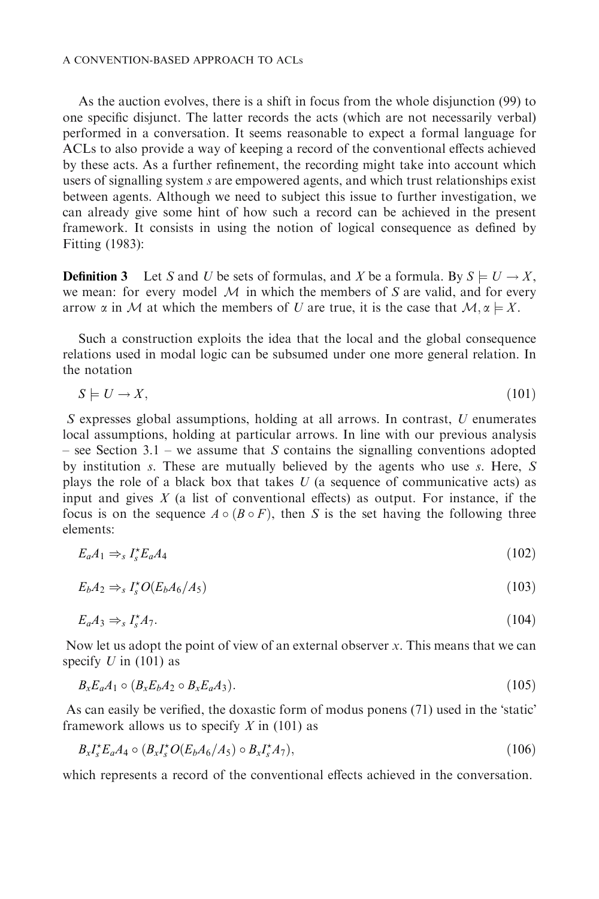As the auction evolves, there is a shift in focus from the whole disjunction (99) to one specific disjunct. The latter records the acts (which are not necessarily verbal) performed in a conversation. It seems reasonable to expect a formal language for ACLs to also provide a way of keeping a record of the conventional effects achieved by these acts. As a further refinement, the recording might take into account which users of signalling system $s$ are empowered agents, and which trust relationships exist between agents. Although we need to subject this issue to further investigation, we can already give some hint of how such a record can be achieved in the present framework. It consists in using the notion of logical consequence as defined by Fitting (1983):

**Definition 3** Let $S$ and $U$ be sets of formulas, and $X$ be a formula. By $S \models U \rightarrow X$, we mean: for every model $\mathcal{M}$ in which the members of $S$ are valid, and for every arrow $\alpha$ in $\mathcal{M}$ at which the members of $U$ are true, it is the case that $\mathcal{M}, \alpha \models X$.

Such a construction exploits the idea that the local and the global consequence relations used in modal logic can be subsumed under one more general relation. In the notation

$$S \models U \rightarrow X, \tag{101}$$

$S$ expresses global assumptions, holding at all arrows. In contrast, $U$ enumerates local assumptions, holding at particular arrows. In line with our previous analysis – see Section 3.1 – we assume that $S$ contains the signalling conventions adopted by institution $s$. These are mutually believed by the agents who use $s$. Here, $S$ plays the role of a black box that takes $U$ (a sequence of communicative acts) as input and gives $X$ (a list of conventional effects) as output. For instance, if the focus is on the sequence $A \circ (B \circ F)$, then $S$ is the set having the following three elements:

$$E_a A_1 \Rightarrow_s I_s^{\star} E_a A_4 \tag{102}$$

$$E_b A_2 \Rightarrow_s I_s^{\star} O(E_b A_6 / A_5) \tag{103}$$

$$E_a A_3 \Rightarrow_s I_s^{\star} A_7. \tag{104}$$

Now let us adopt the point of view of an external observer $x$. This means that we can specify $U$ in (101) as

$$B_x E_a A_1 \circ (B_x E_b A_2 \circ B_x E_a A_3). \tag{105}$$

As can easily be verified, the doxastic form of modus ponens (71) used in the 'static' framework allows us to specify $X$ in (101) as

$$B_x I_s^{\star} E_a A_4 \circ (B_x I_s^{\star} O(E_b A_6 / A_5) \circ B_x I_s^{\star} A_7), \tag{106}$$

which represents a record of the conventional effects achieved in the conversation.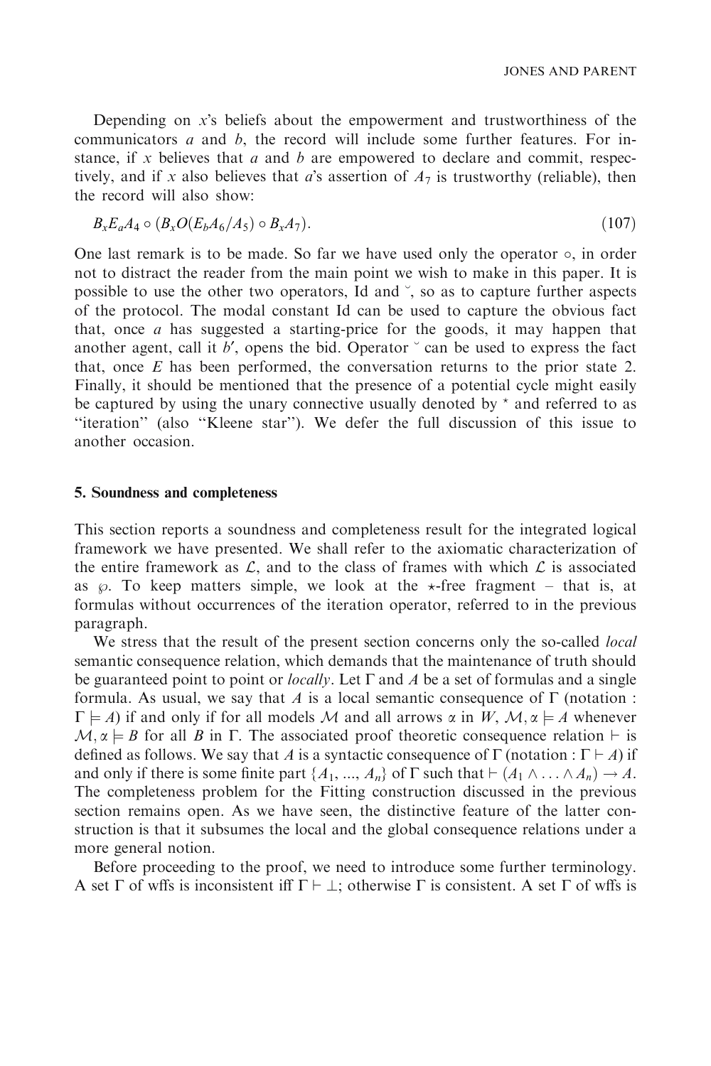Depending on $x$'s beliefs about the empowerment and trustworthiness of the communicators $a$ and $b$, the record will include some further features. For instance, if $x$ believes that $a$ and $b$ are empowered to declare and commit, respectively, and if $x$ also believes that $a$'s assertion of $A_7$ is trustworthy (reliable), then the record will also show:

$$B_x E_a A_4 \circ (B_x O(E_b A_6 / A_5) \circ B_x A_7). \tag{107}$$

One last remark is to be made. So far we have used only the operator $\circ$, in order not to distract the reader from the main point we wish to make in this paper. It is possible to use the other two operators, Id and $\breve{}$, so as to capture further aspects of the protocol. The modal constant Id can be used to capture the obvious fact that, once $a$ has suggested a starting-price for the goods, it may happen that another agent, call it $b'$, opens the bid. Operator $\breve{}$ can be used to express the fact that, once $E$ has been performed, the conversation returns to the prior state 2. Finally, it should be mentioned that the presence of a potential cycle might easily be captured by using the unary connective usually denoted by $^\star$ and referred to as "iteration" (also "Kleene star"). We defer the full discussion of this issue to another occasion.

## 5. Soundness and completeness

This section reports a soundness and completeness result for the integrated logical framework we have presented. We shall refer to the axiomatic characterization of the entire framework as $\mathcal{L}$, and to the class of frames with which $\mathcal{L}$ is associated as $\wp$. To keep matters simple, we look at the $\star$-free fragment – that is, at formulas without occurrences of the iteration operator, referred to in the previous paragraph.

We stress that the result of the present section concerns only the so-called *local* semantic consequence relation, which demands that the maintenance of truth should be guaranteed point to point or *locally*. Let $\Gamma$ and $A$ be a set of formulas and a single formula. As usual, we say that $A$ is a local semantic consequence of $\Gamma$ (notation : $\Gamma \models A$) if and only if for all models $\mathcal{M}$ and all arrows $\alpha$ in $W$, $\mathcal{M}, \alpha \models A$ whenever $\mathcal{M}, \alpha \models B$ for all $B$ in $\Gamma$. The associated proof theoretic consequence relation $\vdash$ is defined as follows. We say that $A$ is a syntactic consequence of $\Gamma$ (notation : $\Gamma \vdash A$) if and only if there is some finite part $\{A_1, ..., A_n\}$ of $\Gamma$ such that $\vdash (A_1 \wedge \ldots \wedge A_n) \rightarrow A$. The completeness problem for the Fitting construction discussed in the previous section remains open. As we have seen, the distinctive feature of the latter construction is that it subsumes the local and the global consequence relations under a more general notion.

Before proceeding to the proof, we need to introduce some further terminology. A set $\Gamma$ of wffs is inconsistent iff $\Gamma \vdash \bot$; otherwise $\Gamma$ is consistent. A set $\Gamma$ of wffs is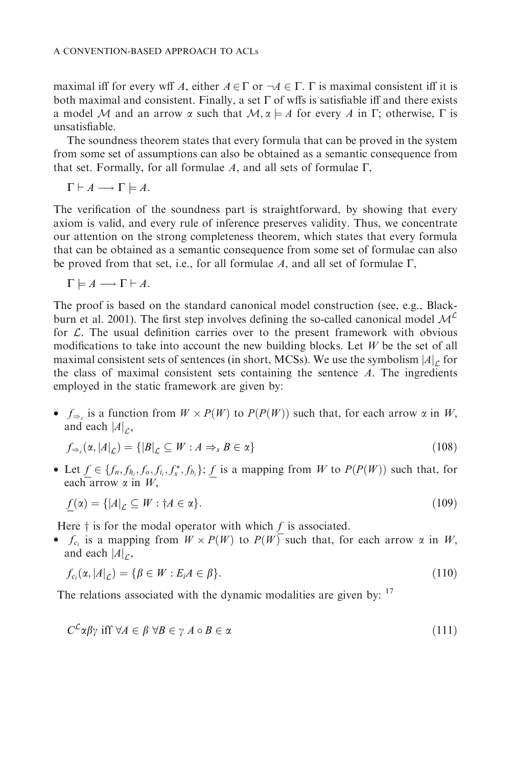maximal iff for every wff $A$, either $A \in \Gamma$ or $\neg A \in \Gamma$. $\Gamma$ is maximal consistent iff it is both maximal and consistent. Finally, a set $\Gamma$ of wffs is satisfiable iff and there exists a model $\mathcal{M}$ and an arrow $\alpha$ such that $\mathcal{M}, \alpha \models A$ for every $A$ in $\Gamma$; otherwise, $\Gamma$ is unsatisfiable.

The soundness theorem states that every formula that can be proved in the system from some set of assumptions can also be obtained as a semantic consequence from that set. Formally, for all formulae $A$, and all sets of formulae $\Gamma$,

$$\Gamma \vdash A \longrightarrow \Gamma \models A.$$

The verification of the soundness part is straightforward, by showing that every axiom is valid, and every rule of inference preserves validity. Thus, we concentrate our attention on the strong completeness theorem, which states that every formula that can be obtained as a semantic consequence from some set of formulae can also be proved from that set, i.e., for all formulae $A$, and all set of formulae $\Gamma$,

$$\Gamma \models A \longrightarrow \Gamma \vdash A.$$

The proof is based on the standard canonical model construction (see, e.g., Blackburn et al. 2001). The first step involves defining the so-called canonical model $\mathcal{M}^{\mathcal{L}}$ for $\mathcal{L}$. The usual definition carries over to the present framework with obvious modifications to take into account the new building blocks. Let $W$ be the set of all maximal consistent sets of sentences (in short, MCSs). We use the symbolism $|A|_{\mathcal{L}}$ for the class of maximal consistent sets containing the sentence $A$. The ingredients employed in the static framework are given by:

- $f_{\Rightarrow_s}$ is a function from $W \times P(W)$ to $P(P(W))$ such that, for each arrow $\alpha$ in $W$, and each $|A|_{\mathcal{L}}$,

$$f_{\Rightarrow_s}(\alpha, |A|_{\mathcal{L}}) = \{|B|_{\mathcal{L}} \subseteq W : A \Rightarrow_s B \in \alpha\} \tag{108}$$

- Let $\underline{f} \in \{f_n, f_{h_i}, f_o, f_{i_i}, f_s^{\star}, f_{b_i}\}$; $\underline{f}$ is a mapping from $W$ to $P(P(W))$ such that, for each arrow $\alpha$ in $W$,

$$\underline{f}(\alpha) = \{|A|_{\mathcal{L}} \subseteq W : \dagger A \in \alpha\}. \tag{109}$$

Here $\dagger$ is for the modal operator with which $\underline{f}$ is associated.

- $f_{c_i}$ is a mapping from $W \times P(W)$ to $P(W)$ such that, for each arrow $\alpha$ in $W$, and each $|A|_{\mathcal{L}}$,

$$f_{c_i}(\alpha, |A|_{\mathcal{L}}) = \{\beta \in W : E_i A \in \beta\}. \tag{110}$$

The relations associated with the dynamic modalities are given by: [17]

$$C^{\mathcal{L}}\alpha\beta\gamma \text{ iff } \forall A \in \beta\ \forall B \in \gamma\ A \circ B \in \alpha \tag{111}$$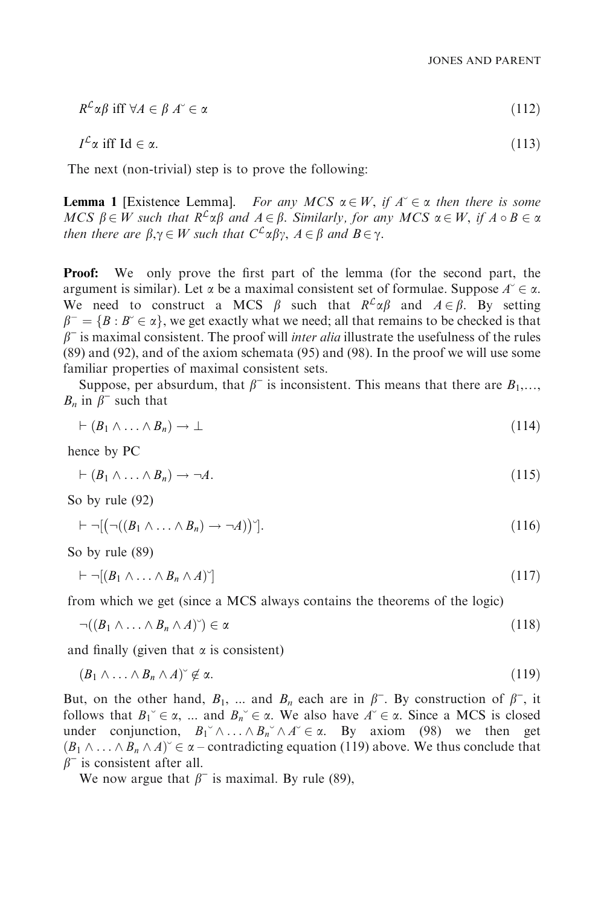$$R^{\mathcal{L}}\alpha\beta \text{ iff } \forall A \in \beta\ A^{\smile} \in \alpha \tag{112}$$

$$I^{\mathcal{L}}\alpha \text{ iff Id} \in \alpha. \tag{113}$$

The next (non-trivial) step is to prove the following:

**Lemma 1** [Existence Lemma]. *For any MCS $\alpha \in W$, if $A^{\smile} \in \alpha$ then there is some MCS $\beta \in W$ such that $R^{\mathcal{L}}\alpha\beta$ and $A \in \beta$. Similarly, for any MCS $\alpha \in W$, if $A \circ B \in \alpha$ then there are $\beta, \gamma \in W$ such that $C^{\mathcal{L}}\alpha\beta\gamma$, $A \in \beta$ and $B \in \gamma$.*

**Proof:** We only prove the first part of the lemma (for the second part, the argument is similar). Let $\alpha$ be a maximal consistent set of formulae. Suppose $A^{\smile} \in \alpha$. We need to construct a MCS $\beta$ such that $R^{\mathcal{L}}\alpha\beta$ and $A \in \beta$. By setting $\beta^{-} = \{B : B^{\smile} \in \alpha\}$, we get exactly what we need; all that remains to be checked is that $\beta^{-}$ is maximal consistent. The proof will *inter alia* illustrate the usefulness of the rules (89) and (92), and of the axiom schemata (95) and (98). In the proof we will use some familiar properties of maximal consistent sets.

Suppose, per absurdum, that $\beta^{-}$ is inconsistent. This means that there are $B_1, \ldots, B_n$ in $\beta^{-}$ such that

$$\vdash (B_1 \wedge \ldots \wedge B_n) \rightarrow \bot \tag{114}$$

hence by PC

$$\vdash (B_1 \wedge \ldots \wedge B_n) \rightarrow \neg A. \tag{115}$$

So by rule (92)

$$\vdash \neg[(\neg((B_1 \wedge \ldots \wedge B_n) \rightarrow \neg A))^{\smile}]. \tag{116}$$

So by rule (89)

$$\vdash \neg[(B_1 \wedge \ldots \wedge B_n \wedge A)^{\smile}] \tag{117}$$

from which we get (since a MCS always contains the theorems of the logic)

$$\neg((B_1 \wedge \ldots \wedge B_n \wedge A)^{\smile}) \in \alpha \tag{118}$$

and finally (given that $\alpha$ is consistent)

$$(B_1 \wedge \ldots \wedge B_n \wedge A)^{\smile} \notin \alpha. \tag{119}$$

But, on the other hand, $B_1$, ... and $B_n$ each are in $\beta^{-}$. By construction of $\beta^{-}$, it follows that $B_1^{\smile} \in \alpha$, ... and $B_n^{\smile} \in \alpha$. We also have $A^{\smile} \in \alpha$. Since a MCS is closed under conjunction, $B_1^{\smile} \wedge \ldots \wedge B_n^{\smile} \wedge A^{\smile} \in \alpha$. By axiom (98) we then get $(B_1 \wedge \ldots \wedge B_n \wedge A)^{\smile} \in \alpha$ – contradicting equation (119) above. We thus conclude that $\beta^{-}$ is consistent after all.

We now argue that $\beta^{-}$ is maximal. By rule (89),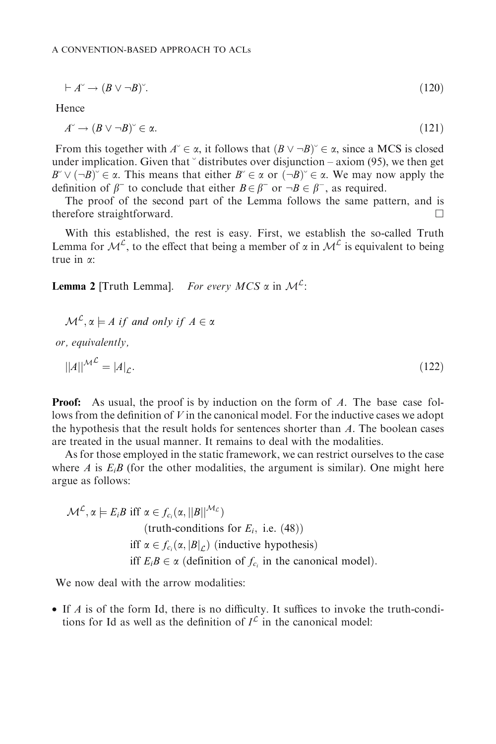$$\vdash A^{\smile} \rightarrow (B \vee \neg B)^{\smile}. \tag{120}$$

Hence

$$A^{\smile} \rightarrow (B \vee \neg B)^{\smile} \in \alpha. \tag{121}$$

From this together with $A^{\smile} \in \alpha$, it follows that $(B \vee \neg B)^{\smile} \in \alpha$, since a MCS is closed under implication. Given that $^{\smile}$ distributes over disjunction – axiom (95), we then get $B^{\smile} \vee (\neg B)^{\smile} \in \alpha$. This means that either $B^{\smile} \in \alpha$ or $(\neg B)^{\smile} \in \alpha$. We may now apply the definition of $\beta^{-}$ to conclude that either $B \in \beta^{-}$ or $\neg B \in \beta^{-}$, as required.

The proof of the second part of the Lemma follows the same pattern, and is therefore straightforward. □

With this established, the rest is easy. First, we establish the so-called Truth Lemma for $\mathcal{M}^{\mathcal{L}}$, to the effect that being a member of $\alpha$ in $\mathcal{M}^{\mathcal{L}}$ is equivalent to being true in $\alpha$:

**Lemma 2** [Truth Lemma]. *For every MCS* $\alpha$ in $\mathcal{M}^{\mathcal{L}}$:

$$\mathcal{M}^{\mathcal{L}}, \alpha \models A \textit{ if and only if } A \in \alpha$$

*or, equivalently,*

$$||A||^{\mathcal{M}^{\mathcal{L}}} = |A|_{\mathcal{L}}. \tag{122}$$

**Proof:** As usual, the proof is by induction on the form of $A$. The base case follows from the definition of $V$ in the canonical model. For the inductive cases we adopt the hypothesis that the result holds for sentences shorter than $A$. The boolean cases are treated in the usual manner. It remains to deal with the modalities.

As for those employed in the static framework, we can restrict ourselves to the case where $A$ is $E_iB$ (for the other modalities, the argument is similar). One might here argue as follows:

$$\begin{aligned}
\mathcal{M}^{\mathcal{L}}, \alpha \models E_iB \text{ iff } & \alpha \in f_{c_i}(\alpha, ||B||^{\mathcal{M}_{\mathcal{L}}}) \\
& \text{(truth-conditions for } E_i, \text{ i.e. (48))} \\
\text{iff } & \alpha \in f_{c_i}(\alpha, |B|_{\mathcal{L}}) \text{ (inductive hypothesis)} \\
\text{iff } & E_iB \in \alpha \text{ (definition of } f_{c_i} \text{ in the canonical model).}
\end{aligned}$$

We now deal with the arrow modalities:

- If $A$ is of the form Id, there is no difficulty. It suffices to invoke the truth-conditions for Id as well as the definition of $I^{\mathcal{L}}$ in the canonical model: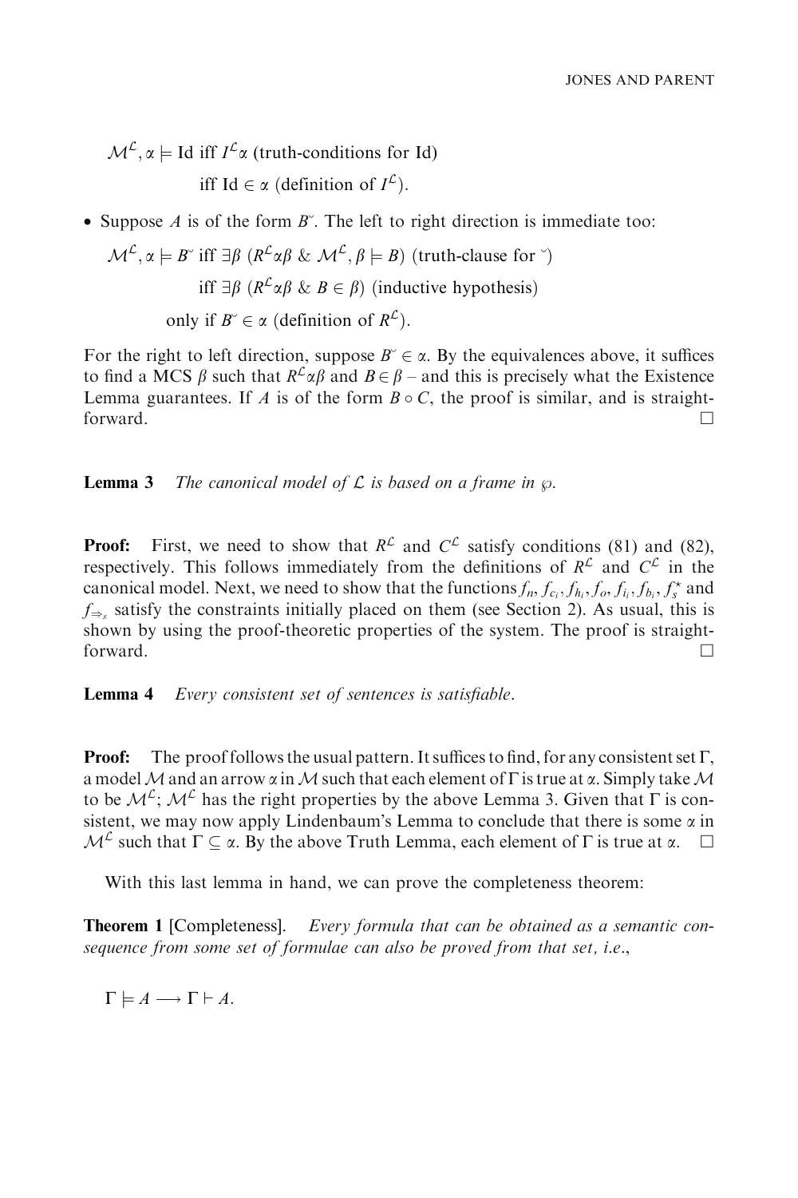$\mathcal{M}^{\mathcal{L}}, \alpha \models \text{Id}$ iff $I^{\mathcal{L}}\alpha$ (truth-conditions for Id)

iff $\text{Id} \in \alpha$ (definition of $I^{\mathcal{L}}$).

- Suppose $A$ is of the form $B^{\smallsmile}$. The left to right direction is immediate too:

$\mathcal{M}^{\mathcal{L}}, \alpha \models B^{\smallsmile}$ iff $\exists \beta$ ($R^{\mathcal{L}}\alpha\beta$ & $\mathcal{M}^{\mathcal{L}}, \beta \models B$) (truth-clause for $^{\smallsmile}$)

iff $\exists \beta$ ($R^{\mathcal{L}}\alpha\beta$ & $B \in \beta$) (inductive hypothesis)

only if $B^{\smallsmile} \in \alpha$ (definition of $R^{\mathcal{L}}$).

For the right to left direction, suppose $B^{\smallsmile} \in \alpha$. By the equivalences above, it suffices to find a MCS $\beta$ such that $R^{\mathcal{L}}\alpha\beta$ and $B \in \beta$ – and this is precisely what the Existence Lemma guarantees. If $A$ is of the form $B \circ C$, the proof is similar, and is straightforward. □

**Lemma 3** *The canonical model of $\mathcal{L}$ is based on a frame in $\wp$.*

**Proof:** First, we need to show that $R^{\mathcal{L}}$ and $C^{\mathcal{L}}$ satisfy conditions (81) and (82), respectively. This follows immediately from the definitions of $R^{\mathcal{L}}$ and $C^{\mathcal{L}}$ in the canonical model. Next, we need to show that the functions $f_n, f_{c_i}, f_{h_i}, f_o, f_{i_i}, f_{b_i}, f_s^{\star}$ and $f_{\Rightarrow_s}$ satisfy the constraints initially placed on them (see Section 2). As usual, this is shown by using the proof-theoretic properties of the system. The proof is straightforward. □

**Lemma 4** *Every consistent set of sentences is satisfiable.*

**Proof:** The proof follows the usual pattern. It suffices to find, for any consistent set $\Gamma$, a model $\mathcal{M}$ and an arrow $\alpha$ in $\mathcal{M}$ such that each element of $\Gamma$ is true at $\alpha$. Simply take $\mathcal{M}$ to be $\mathcal{M}^{\mathcal{L}}$; $\mathcal{M}^{\mathcal{L}}$ has the right properties by the above Lemma 3. Given that $\Gamma$ is consistent, we may now apply Lindenbaum's Lemma to conclude that there is some $\alpha$ in $\mathcal{M}^{\mathcal{L}}$ such that $\Gamma \subseteq \alpha$. By the above Truth Lemma, each element of $\Gamma$ is true at $\alpha$. □

With this last lemma in hand, we can prove the completeness theorem:

**Theorem 1** [Completeness]. *Every formula that can be obtained as a semantic consequence from some set of formulae can also be proved from that set, i.e.,*

$$\Gamma \models A \longrightarrow \Gamma \vdash A.$$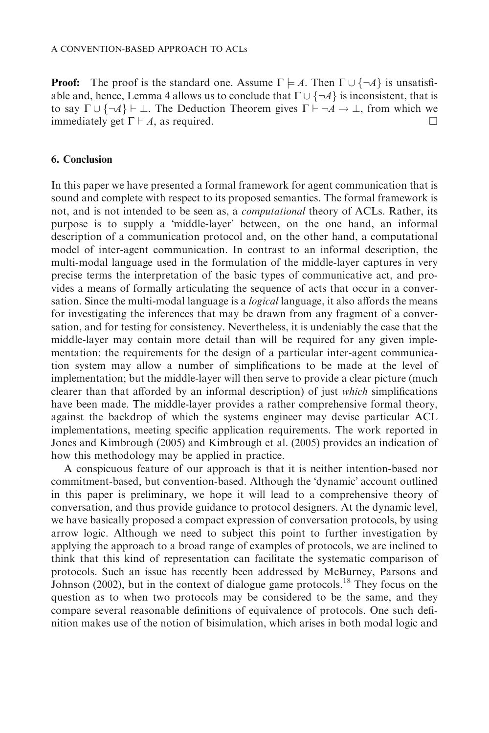**Proof:** The proof is the standard one. Assume $\Gamma \models A$. Then $\Gamma \cup \{\neg A\}$ is unsatisfiable and, hence, Lemma 4 allows us to conclude that $\Gamma \cup \{\neg A\}$ is inconsistent, that is to say $\Gamma \cup \{\neg A\} \vdash \bot$. The Deduction Theorem gives $\Gamma \vdash \neg A \rightarrow \bot$, from which we immediately get $\Gamma \vdash A$, as required. $\square$

## 6. Conclusion

In this paper we have presented a formal framework for agent communication that is sound and complete with respect to its proposed semantics. The formal framework is not, and is not intended to be seen as, a *computational* theory of ACLs. Rather, its purpose is to supply a 'middle-layer' between, on the one hand, an informal description of a communication protocol and, on the other hand, a computational model of inter-agent communication. In contrast to an informal description, the multi-modal language used in the formulation of the middle-layer captures in very precise terms the interpretation of the basic types of communicative act, and provides a means of formally articulating the sequence of acts that occur in a conversation. Since the multi-modal language is a *logical* language, it also affords the means for investigating the inferences that may be drawn from any fragment of a conversation, and for testing for consistency. Nevertheless, it is undeniably the case that the middle-layer may contain more detail than will be required for any given implementation: the requirements for the design of a particular inter-agent communication system may allow a number of simplifications to be made at the level of implementation; but the middle-layer will then serve to provide a clear picture (much clearer than that afforded by an informal description) of just *which* simplifications have been made. The middle-layer provides a rather comprehensive formal theory, against the backdrop of which the systems engineer may devise particular ACL implementations, meeting specific application requirements. The work reported in Jones and Kimbrough (2005) and Kimbrough et al. (2005) provides an indication of how this methodology may be applied in practice.

A conspicuous feature of our approach is that it is neither intention-based nor commitment-based, but convention-based. Although the 'dynamic' account outlined in this paper is preliminary, we hope it will lead to a comprehensive theory of conversation, and thus provide guidance to protocol designers. At the dynamic level, we have basically proposed a compact expression of conversation protocols, by using arrow logic. Although we need to subject this point to further investigation by applying the approach to a broad range of examples of protocols, we are inclined to think that this kind of representation can facilitate the systematic comparison of protocols. Such an issue has recently been addressed by McBurney, Parsons and Johnson (2002), but in the context of dialogue game protocols.[18] They focus on the question as to when two protocols may be considered to be the same, and they compare several reasonable definitions of equivalence of protocols. One such definition makes use of the notion of bisimulation, which arises in both modal logic and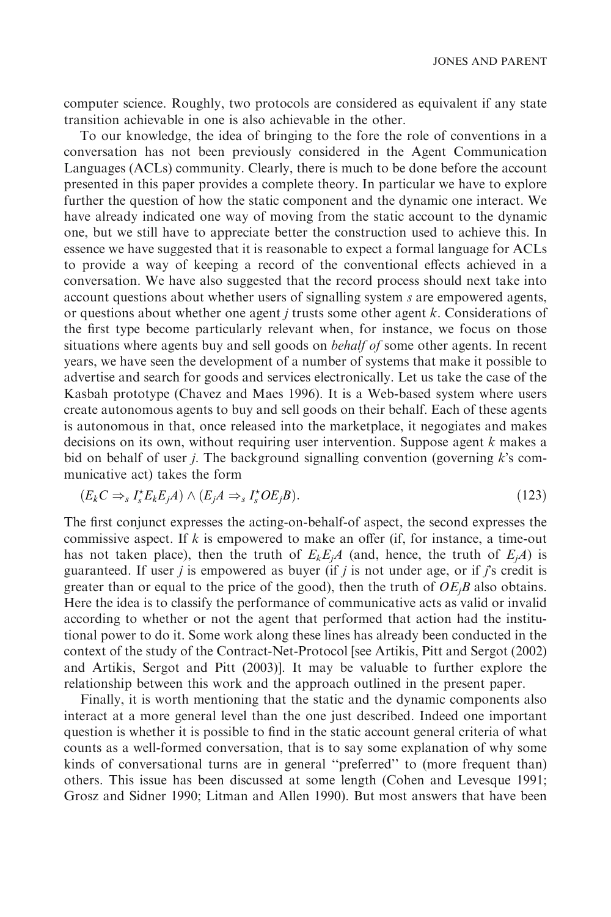computer science. Roughly, two protocols are considered as equivalent if any state transition achievable in one is also achievable in the other.

To our knowledge, the idea of bringing to the fore the role of conventions in a conversation has not been previously considered in the Agent Communication Languages (ACLs) community. Clearly, there is much to be done before the account presented in this paper provides a complete theory. In particular we have to explore further the question of how the static component and the dynamic one interact. We have already indicated one way of moving from the static account to the dynamic one, but we still have to appreciate better the construction used to achieve this. In essence we have suggested that it is reasonable to expect a formal language for ACLs to provide a way of keeping a record of the conventional effects achieved in a conversation. We have also suggested that the record process should next take into account questions about whether users of signalling system $s$ are empowered agents, or questions about whether one agent $j$ trusts some other agent $k$. Considerations of the first type become particularly relevant when, for instance, we focus on those situations where agents buy and sell goods on *behalf of* some other agents. In recent years, we have seen the development of a number of systems that make it possible to advertise and search for goods and services electronically. Let us take the case of the Kasbah prototype (Chavez and Maes 1996). It is a Web-based system where users create autonomous agents to buy and sell goods on their behalf. Each of these agents is autonomous in that, once released into the marketplace, it negogiates and makes decisions on its own, without requiring user intervention. Suppose agent $k$ makes a bid on behalf of user $j$. The background signalling convention (governing $k$'s communicative act) takes the form

$$(E_k C \Rightarrow_s I^{\star}_s E_k E_j A) \wedge (E_j A \Rightarrow_s I^{\star}_s OE_j B). \tag{123}$$

The first conjunct expresses the acting-on-behalf-of aspect, the second expresses the commissive aspect. If $k$ is empowered to make an offer (if, for instance, a time-out has not taken place), then the truth of $E_k E_j A$ (and, hence, the truth of $E_j A$) is guaranteed. If user $j$ is empowered as buyer (if $j$ is not under age, or if $j$'s credit is greater than or equal to the price of the good), then the truth of $OE_j B$ also obtains. Here the idea is to classify the performance of communicative acts as valid or invalid according to whether or not the agent that performed that action had the institutional power to do it. Some work along these lines has already been conducted in the context of the study of the Contract-Net-Protocol [see Artikis, Pitt and Sergot (2002) and Artikis, Sergot and Pitt (2003)]. It may be valuable to further explore the relationship between this work and the approach outlined in the present paper.

Finally, it is worth mentioning that the static and the dynamic components also interact at a more general level than the one just described. Indeed one important question is whether it is possible to find in the static account general criteria of what counts as a well-formed conversation, that is to say some explanation of why some kinds of conversational turns are in general "preferred" to (more frequent than) others. This issue has been discussed at some length (Cohen and Levesque 1991; Grosz and Sidner 1990; Litman and Allen 1990). But most answers that have been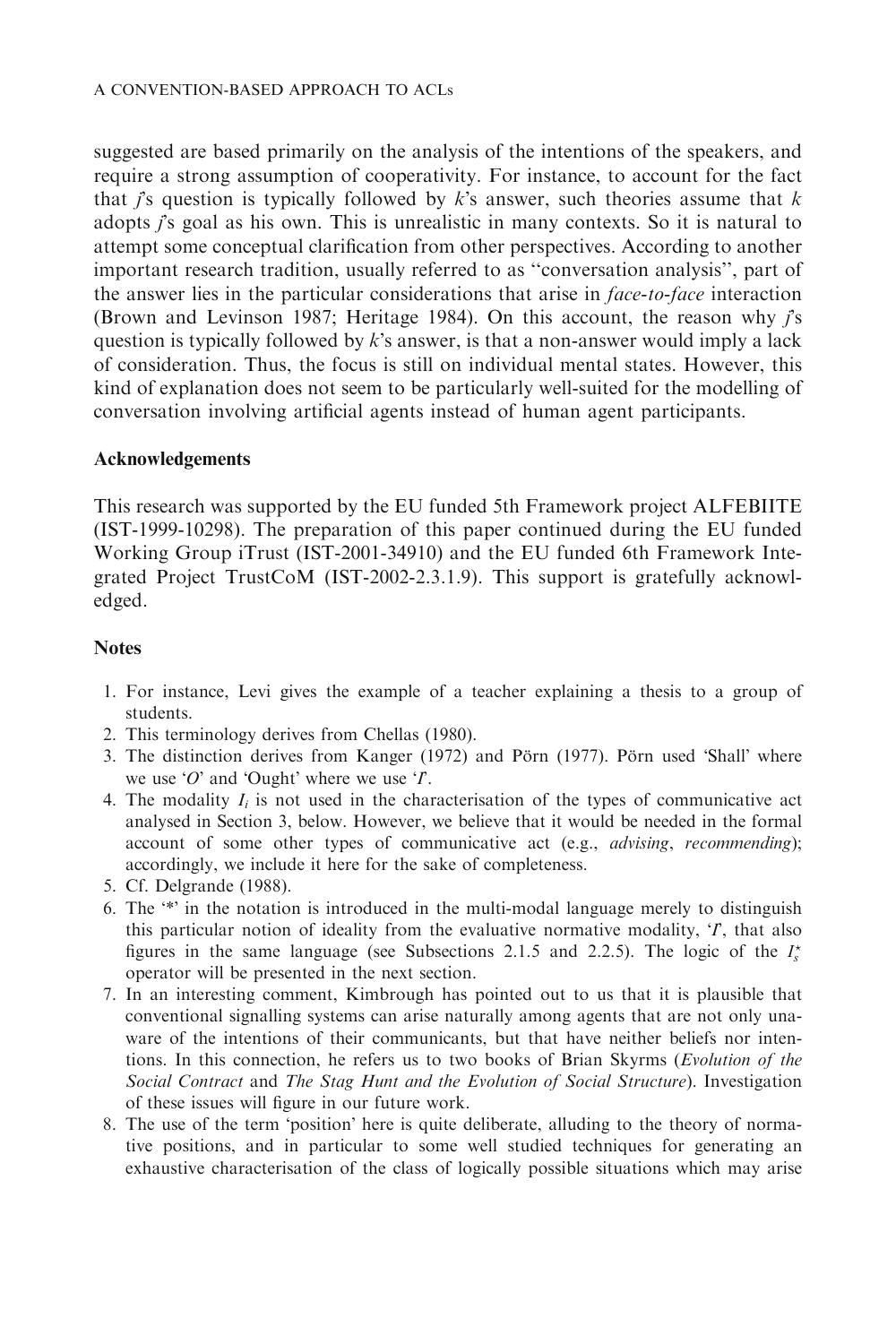suggested are based primarily on the analysis of the intentions of the speakers, and require a strong assumption of cooperativity. For instance, to account for the fact that *j*'s question is typically followed by *k*'s answer, such theories assume that *k* adopts *j*'s goal as his own. This is unrealistic in many contexts. So it is natural to attempt some conceptual clarification from other perspectives. According to another important research tradition, usually referred to as ''conversation analysis'', part of the answer lies in the particular considerations that arise in *face-to-face* interaction (Brown and Levinson 1987; Heritage 1984). On this account, the reason why *j*'s question is typically followed by *k*'s answer, is that a non-answer would imply a lack of consideration. Thus, the focus is still on individual mental states. However, this kind of explanation does not seem to be particularly well-suited for the modelling of conversation involving artificial agents instead of human agent participants.

## Acknowledgements

This research was supported by the EU funded 5th Framework project ALFEBIITE (IST-1999-10298). The preparation of this paper continued during the EU funded Working Group iTrust (IST-2001-34910) and the EU funded 6th Framework Integrated Project TrustCoM (IST-2002-2.3.1.9). This support is gratefully acknowledged.

## Notes

1. For instance, Levi gives the example of a teacher explaining a thesis to a group of students.
2. This terminology derives from Chellas (1980).
3. The distinction derives from Kanger (1972) and Pörn (1977). Pörn used 'Shall' where we use '$O$' and 'Ought' where we use '$I$'.
4. The modality $I_i$ is not used in the characterisation of the types of communicative act analysed in Section 3, below. However, we believe that it would be needed in the formal account of some other types of communicative act (e.g., *advising*, *recommending*); accordingly, we include it here for the sake of completeness.
5. Cf. Delgrande (1988).
6. The '*' in the notation is introduced in the multi-modal language merely to distinguish this particular notion of ideality from the evaluative normative modality, '$I$', that also figures in the same language (see Subsections 2.1.5 and 2.2.5). The logic of the $I_s^*$ operator will be presented in the next section.
7. In an interesting comment, Kimbrough has pointed out to us that it is plausible that conventional signalling systems can arise naturally among agents that are not only unaware of the intentions of their communicants, but that have neither beliefs nor intentions. In this connection, he refers us to two books of Brian Skyrms (*Evolution of the Social Contract* and *The Stag Hunt and the Evolution of Social Structure*). Investigation of these issues will figure in our future work.
8. The use of the term 'position' here is quite deliberate, alluding to the theory of normative positions, and in particular to some well studied techniques for generating an exhaustive characterisation of the class of logically possible situations which may arise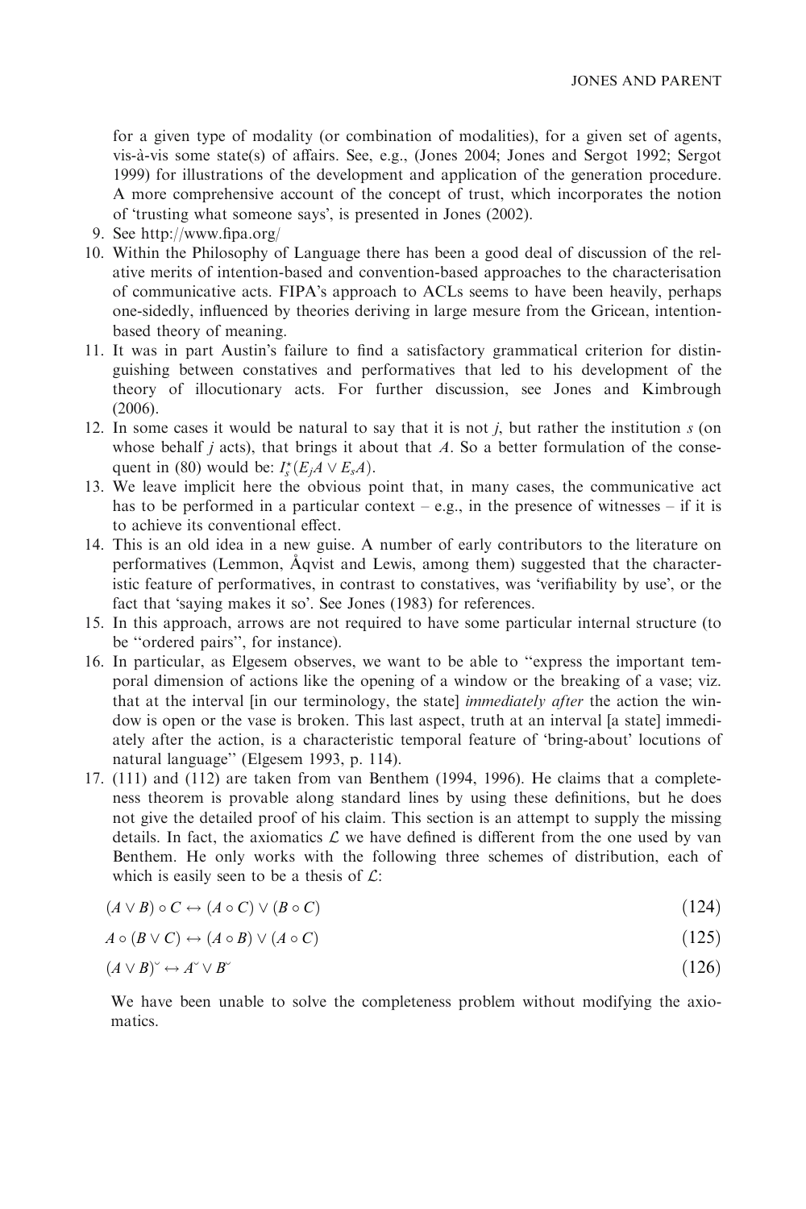for a given type of modality (or combination of modalities), for a given set of agents, vis-à-vis some state(s) of affairs. See, e.g., (Jones 2004; Jones and Sergot 1992; Sergot 1999) for illustrations of the development and application of the generation procedure. A more comprehensive account of the concept of trust, which incorporates the notion of 'trusting what someone says', is presented in Jones (2002).

9. See http://www.fipa.org/
10. Within the Philosophy of Language there has been a good deal of discussion of the relative merits of intention-based and convention-based approaches to the characterisation of communicative acts. FIPA's approach to ACLs seems to have been heavily, perhaps one-sidedly, influenced by theories deriving in large mesure from the Gricean, intention-based theory of meaning.
11. It was in part Austin's failure to find a satisfactory grammatical criterion for distinguishing between constatives and performatives that led to his development of the theory of illocutionary acts. For further discussion, see Jones and Kimbrough (2006).
12. In some cases it would be natural to say that it is not $j$, but rather the institution $s$ (on whose behalf $j$ acts), that brings it about that $A$. So a better formulation of the consequent in (80) would be: $I_s^*(E_jA \vee E_sA)$.
13. We leave implicit here the obvious point that, in many cases, the communicative act has to be performed in a particular context – e.g., in the presence of witnesses – if it is to achieve its conventional effect.
14. This is an old idea in a new guise. A number of early contributors to the literature on performatives (Lemmon, Åqvist and Lewis, among them) suggested that the characteristic feature of performatives, in contrast to constatives, was 'verifiability by use', or the fact that 'saying makes it so'. See Jones (1983) for references.
15. In this approach, arrows are not required to have some particular internal structure (to be "ordered pairs", for instance).
16. In particular, as Elgesem observes, we want to be able to "express the important temporal dimension of actions like the opening of a window or the breaking of a vase; viz. that at the interval [in our terminology, the state] *immediately after* the action the window is open or the vase is broken. This last aspect, truth at an interval [a state] immediately after the action, is a characteristic temporal feature of 'bring-about' locutions of natural language" (Elgesem 1993, p. 114).
17. (111) and (112) are taken from van Benthem (1994, 1996). He claims that a completeness theorem is provable along standard lines by using these definitions, but he does not give the detailed proof of his claim. This section is an attempt to supply the missing details. In fact, the axiomatics $\mathcal{L}$ we have defined is different from the one used by van Benthem. He only works with the following three schemes of distribution, each of which is easily seen to be a thesis of $\mathcal{L}$:

$$(A \vee B) \circ C \leftrightarrow (A \circ C) \vee (B \circ C) \tag{124}$$

$$A \circ (B \vee C) \leftrightarrow (A \circ B) \vee (A \circ C) \tag{125}$$

$$(A \vee B)^{\smile} \leftrightarrow A^{\smile} \vee B^{\smile} \tag{126}$$

We have been unable to solve the completeness problem without modifying the axiomatics.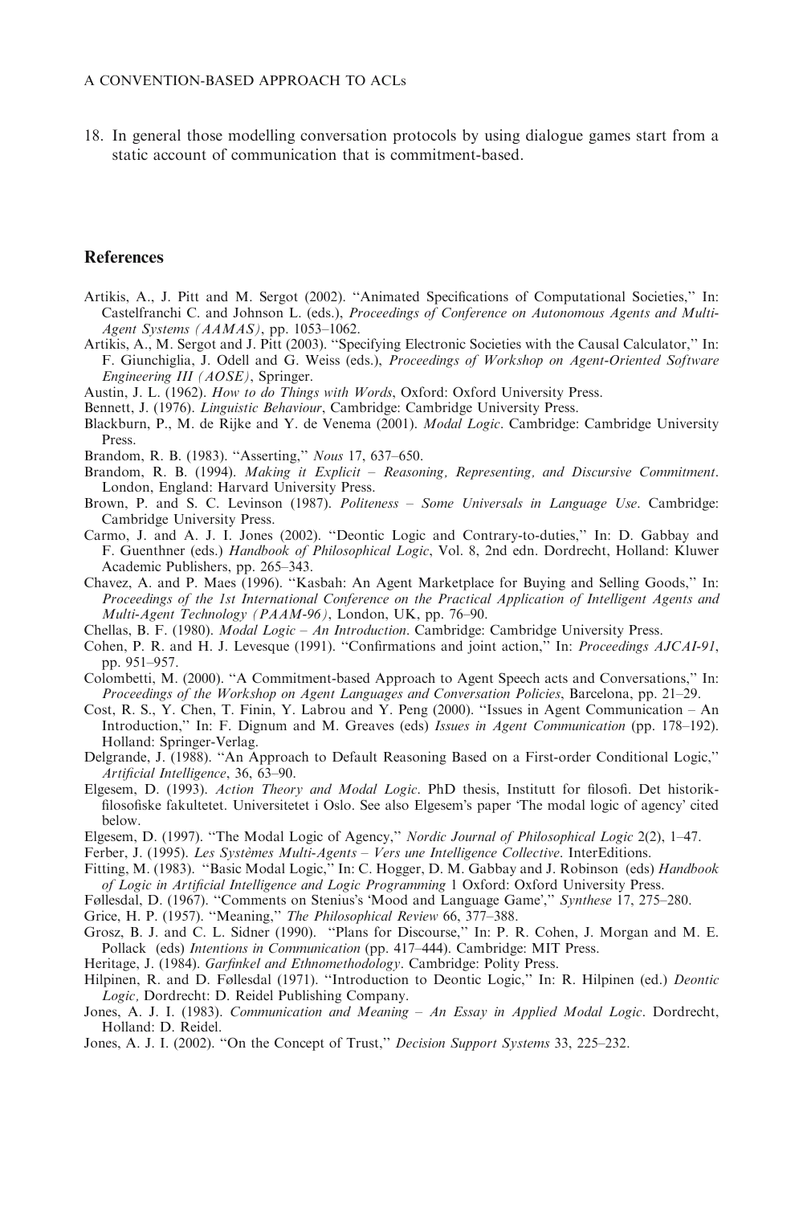18. In general those modelling conversation protocols by using dialogue games start from a static account of communication that is commitment-based.

## References

Artikis, A., J. Pitt and M. Sergot (2002). "Animated Specifications of Computational Societies," In: Castelfranchi C. and Johnson L. (eds.), *Proceedings of Conference on Autonomous Agents and Multi-Agent Systems (AAMAS)*, pp. 1053–1062.

Artikis, A., M. Sergot and J. Pitt (2003). "Specifying Electronic Societies with the Causal Calculator," In: F. Giunchiglia, J. Odell and G. Weiss (eds.), *Proceedings of Workshop on Agent-Oriented Software Engineering III (AOSE)*, Springer.

Austin, J. L. (1962). *How to do Things with Words*, Oxford: Oxford University Press.

Bennett, J. (1976). *Linguistic Behaviour*, Cambridge: Cambridge University Press.

Blackburn, P., M. de Rijke and Y. de Venema (2001). *Modal Logic*. Cambridge: Cambridge University Press.

Brandom, R. B. (1983). "Asserting," *Nous* 17, 637–650.

Brandom, R. B. (1994). *Making it Explicit – Reasoning, Representing, and Discursive Commitment*. London, England: Harvard University Press.

Brown, P. and S. C. Levinson (1987). *Politeness – Some Universals in Language Use*. Cambridge: Cambridge University Press.

Carmo, J. and A. J. I. Jones (2002). "Deontic Logic and Contrary-to-duties," In: D. Gabbay and F. Guenthner (eds.) *Handbook of Philosophical Logic*, Vol. 8, 2nd edn. Dordrecht, Holland: Kluwer Academic Publishers, pp. 265–343.

Chavez, A. and P. Maes (1996). "Kasbah: An Agent Marketplace for Buying and Selling Goods," In: *Proceedings of the 1st International Conference on the Practical Application of Intelligent Agents and Multi-Agent Technology (PAAM-96)*, London, UK, pp. 76–90.

Chellas, B. F. (1980). *Modal Logic – An Introduction*. Cambridge: Cambridge University Press.

Cohen, P. R. and H. J. Levesque (1991). "Confirmations and joint action," In: *Proceedings AJCAI-91*, pp. 951–957.

Colombetti, M. (2000). "A Commitment-based Approach to Agent Speech acts and Conversations," In: *Proceedings of the Workshop on Agent Languages and Conversation Policies*, Barcelona, pp. 21–29.

Cost, R. S., Y. Chen, T. Finin, Y. Labrou and Y. Peng (2000). "Issues in Agent Communication – An Introduction," In: F. Dignum and M. Greaves (eds) *Issues in Agent Communication* (pp. 178–192). Holland: Springer-Verlag.

Delgrande, J. (1988). "An Approach to Default Reasoning Based on a First-order Conditional Logic," *Artificial Intelligence*, 36, 63–90.

Elgesem, D. (1993). *Action Theory and Modal Logic*. PhD thesis, Institutt for filosofi. Det historik-filosofiske fakultetet. Universitetet i Oslo. See also Elgesem's paper 'The modal logic of agency' cited below.

Elgesem, D. (1997). "The Modal Logic of Agency," *Nordic Journal of Philosophical Logic* 2(2), 1–47.

Ferber, J. (1995). *Les Systèmes Multi-Agents – Vers une Intelligence Collective*. InterEditions.

Fitting, M. (1983). "Basic Modal Logic," In: C. Hogger, D. M. Gabbay and J. Robinson (eds) *Handbook of Logic in Artificial Intelligence and Logic Programming* 1 Oxford: Oxford University Press.

Føllesdal, D. (1967). "Comments on Stenius's 'Mood and Language Game'," *Synthese* 17, 275–280.

Grice, H. P. (1957). "Meaning," *The Philosophical Review* 66, 377–388.

Grosz, B. J. and C. L. Sidner (1990). "Plans for Discourse," In: P. R. Cohen, J. Morgan and M. E. Pollack (eds) *Intentions in Communication* (pp. 417–444). Cambridge: MIT Press.

Heritage, J. (1984). *Garfinkel and Ethnomethodology*. Cambridge: Polity Press.

Hilpinen, R. and D. Føllesdal (1971). "Introduction to Deontic Logic," In: R. Hilpinen (ed.) *Deontic Logic,* Dordrecht: D. Reidel Publishing Company.

Jones, A. J. I. (1983). *Communication and Meaning – An Essay in Applied Modal Logic*. Dordrecht, Holland: D. Reidel.

Jones, A. J. I. (2002). "On the Concept of Trust," *Decision Support Systems* 33, 225–232.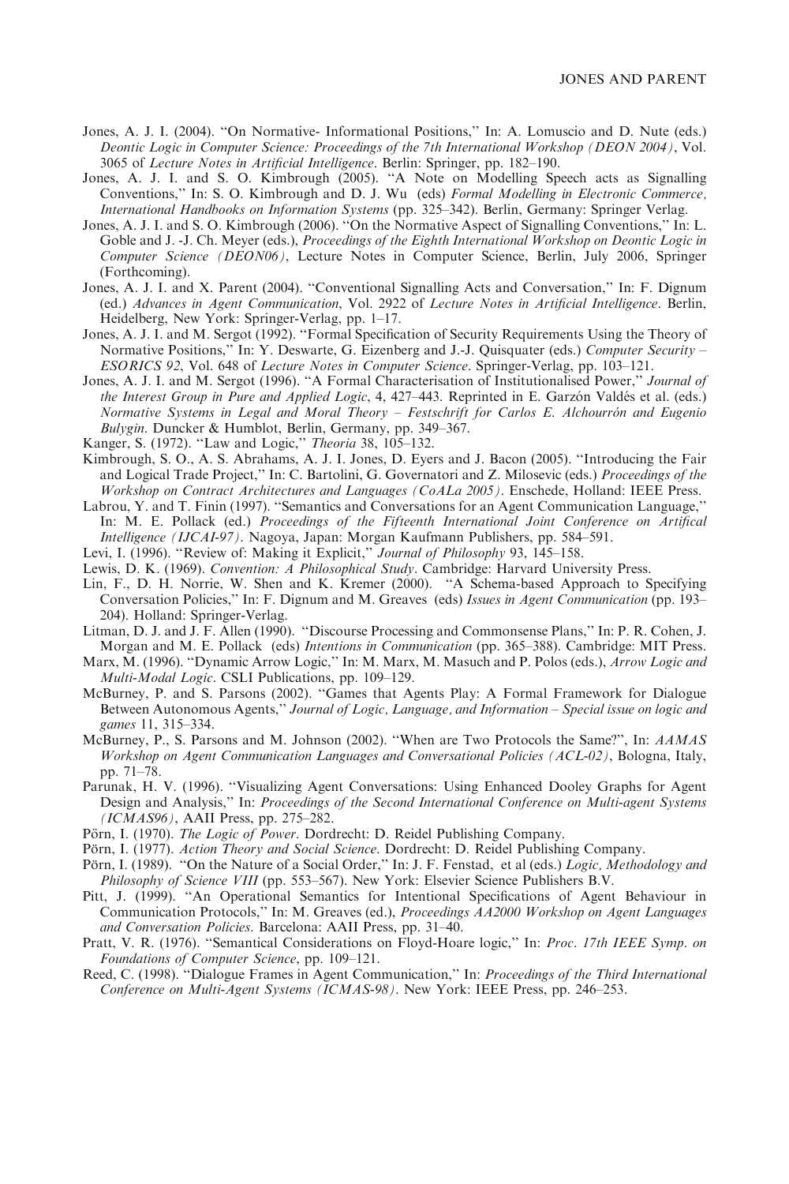Jones, A. J. I. (2004). "On Normative- Informational Positions," In: A. Lomuscio and D. Nute (eds.) *Deontic Logic in Computer Science: Proceedings of the 7th International Workshop (DEON 2004)*, Vol. 3065 of *Lecture Notes in Artificial Intelligence*. Berlin: Springer, pp. 182–190.

Jones, A. J. I. and S. O. Kimbrough (2005). "A Note on Modelling Speech acts as Signalling Conventions," In: S. O. Kimbrough and D. J. Wu (eds) *Formal Modelling in Electronic Commerce, International Handbooks on Information Systems* (pp. 325–342). Berlin, Germany: Springer Verlag.

Jones, A. J. I. and S. O. Kimbrough (2006). "On the Normative Aspect of Signalling Conventions," In: L. Goble and J. -J. Ch. Meyer (eds.), *Proceedings of the Eighth International Workshop on Deontic Logic in Computer Science (DEON06)*, Lecture Notes in Computer Science, Berlin, July 2006, Springer (Forthcoming).

Jones, A. J. I. and X. Parent (2004). "Conventional Signalling Acts and Conversation," In: F. Dignum (ed.) *Advances in Agent Communication*, Vol. 2922 of *Lecture Notes in Artificial Intelligence*. Berlin, Heidelberg, New York: Springer-Verlag, pp. 1–17.

Jones, A. J. I. and M. Sergot (1992). "Formal Specification of Security Requirements Using the Theory of Normative Positions," In: Y. Deswarte, G. Eizenberg and J.-J. Quisquater (eds.) *Computer Security – ESORICS 92*, Vol. 648 of *Lecture Notes in Computer Science*. Springer-Verlag, pp. 103–121.

Jones, A. J. I. and M. Sergot (1996). "A Formal Characterisation of Institutionalised Power," *Journal of the Interest Group in Pure and Applied Logic*, 4, 427–443. Reprinted in E. Garzón Valdés et al. (eds.) *Normative Systems in Legal and Moral Theory – Festschrift for Carlos E. Alchourrón and Eugenio Bulygin*. Duncker & Humblot, Berlin, Germany, pp. 349–367.

Kanger, S. (1972). "Law and Logic," *Theoria* 38, 105–132.

Kimbrough, S. O., A. S. Abrahams, A. J. I. Jones, D. Eyers and J. Bacon (2005). "Introducing the Fair and Logical Trade Project," In: C. Bartolini, G. Governatori and Z. Milosevic (eds.) *Proceedings of the Workshop on Contract Architectures and Languages (CoALa 2005)*. Enschede, Holland: IEEE Press.

Labrou, Y. and T. Finin (1997). "Semantics and Conversations for an Agent Communication Language," In: M. E. Pollack (ed.) *Proceedings of the Fifteenth International Joint Conference on Artifical Intelligence (IJCAI-97)*. Nagoya, Japan: Morgan Kaufmann Publishers, pp. 584–591.

Levi, I. (1996). "Review of: Making it Explicit," *Journal of Philosophy* 93, 145–158.

Lewis, D. K. (1969). *Convention: A Philosophical Study*. Cambridge: Harvard University Press.

Lin, F., D. H. Norrie, W. Shen and K. Kremer (2000). "A Schema-based Approach to Specifying Conversation Policies," In: F. Dignum and M. Greaves (eds) *Issues in Agent Communication* (pp. 193–204). Holland: Springer-Verlag.

Litman, D. J. and J. F. Allen (1990). "Discourse Processing and Commonsense Plans," In: P. R. Cohen, J. Morgan and M. E. Pollack (eds) *Intentions in Communication* (pp. 365–388). Cambridge: MIT Press.

Marx, M. (1996). "Dynamic Arrow Logic," In: M. Marx, M. Masuch and P. Polos (eds.), *Arrow Logic and Multi-Modal Logic*. CSLI Publications, pp. 109–129.

McBurney, P. and S. Parsons (2002). "Games that Agents Play: A Formal Framework for Dialogue Between Autonomous Agents," *Journal of Logic, Language, and Information – Special issue on logic and games* 11, 315–334.

McBurney, P., S. Parsons and M. Johnson (2002). "When are Two Protocols the Same?", In: *AAMAS Workshop on Agent Communication Languages and Conversational Policies (ACL-02)*, Bologna, Italy, pp. 71–78.

Parunak, H. V. (1996). "Visualizing Agent Conversations: Using Enhanced Dooley Graphs for Agent Design and Analysis," In: *Proceedings of the Second International Conference on Multi-agent Systems (ICMAS96)*, AAII Press, pp. 275–282.

Pörn, I. (1970). *The Logic of Power*. Dordrecht: D. Reidel Publishing Company.

Pörn, I. (1977). *Action Theory and Social Science*. Dordrecht: D. Reidel Publishing Company.

Pörn, I. (1989). "On the Nature of a Social Order," In: J. F. Fenstad, et al (eds.) *Logic, Methodology and Philosophy of Science VIII* (pp. 553–567). New York: Elsevier Science Publishers B.V.

Pitt, J. (1999). "An Operational Semantics for Intentional Specifications of Agent Behaviour in Communication Protocols," In: M. Greaves (ed.), *Proceedings AA2000 Workshop on Agent Languages and Conversation Policies*. Barcelona: AAII Press, pp. 31–40.

Pratt, V. R. (1976). "Semantical Considerations on Floyd-Hoare logic," In: *Proc. 17th IEEE Symp. on Foundations of Computer Science*, pp. 109–121.

Reed, C. (1998). "Dialogue Frames in Agent Communication," In: *Proceedings of the Third International Conference on Multi-Agent Systems (ICMAS-98)*. New York: IEEE Press, pp. 246–253.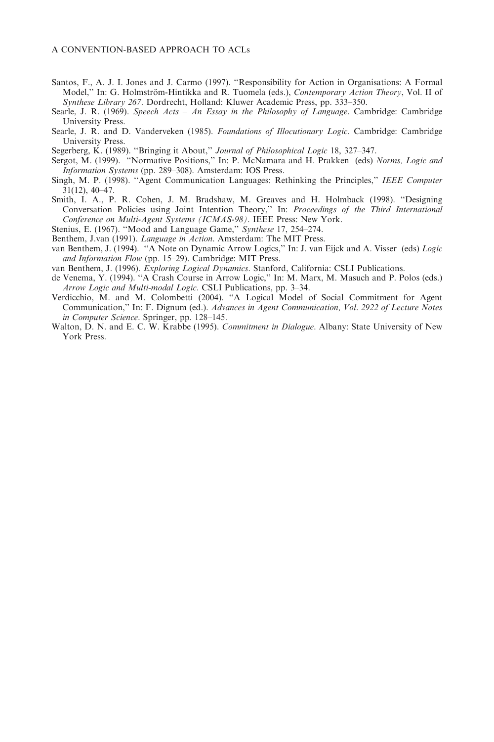Santos, F., A. J. I. Jones and J. Carmo (1997). "Responsibility for Action in Organisations: A Formal Model," In: G. Holmström-Hintikka and R. Tuomela (eds.), *Contemporary Action Theory*, Vol. II of *Synthese Library 267*. Dordrecht, Holland: Kluwer Academic Press, pp. 333–350.

Searle, J. R. (1969). *Speech Acts – An Essay in the Philosophy of Language*. Cambridge: Cambridge University Press.

Searle, J. R. and D. Vanderveken (1985). *Foundations of Illocutionary Logic*. Cambridge: Cambridge University Press.

Segerberg, K. (1989). "Bringing it About," *Journal of Philosophical Logic* 18, 327–347.

Sergot, M. (1999). "Normative Positions," In: P. McNamara and H. Prakken (eds) *Norms, Logic and Information Systems* (pp. 289–308). Amsterdam: IOS Press.

Singh, M. P. (1998). "Agent Communication Languages: Rethinking the Principles," *IEEE Computer* 31(12), 40–47.

Smith, I. A., P. R. Cohen, J. M. Bradshaw, M. Greaves and H. Holmback (1998). "Designing Conversation Policies using Joint Intention Theory," In: *Proceedings of the Third International Conference on Multi-Agent Systems (ICMAS-98)*. IEEE Press: New York.

Stenius, E. (1967). "Mood and Language Game," *Synthese* 17, 254–274.

Benthem, J.van (1991). *Language in Action*. Amsterdam: The MIT Press.

van Benthem, J. (1994). "A Note on Dynamic Arrow Logics," In: J. van Eijck and A. Visser (eds) *Logic and Information Flow* (pp. 15–29). Cambridge: MIT Press.

van Benthem, J. (1996). *Exploring Logical Dynamics*. Stanford, California: CSLI Publications.

de Venema, Y. (1994). "A Crash Course in Arrow Logic," In: M. Marx, M. Masuch and P. Polos (eds.) *Arrow Logic and Multi-modal Logic*. CSLI Publications, pp. 3–34.

Verdicchio, M. and M. Colombetti (2004). "A Logical Model of Social Commitment for Agent Communication," In: F. Dignum (ed.). *Advances in Agent Communication, Vol. 2922 of Lecture Notes in Computer Science*. Springer, pp. 128–145.

Walton, D. N. and E. C. W. Krabbe (1995). *Commitment in Dialogue*. Albany: State University of New York Press.